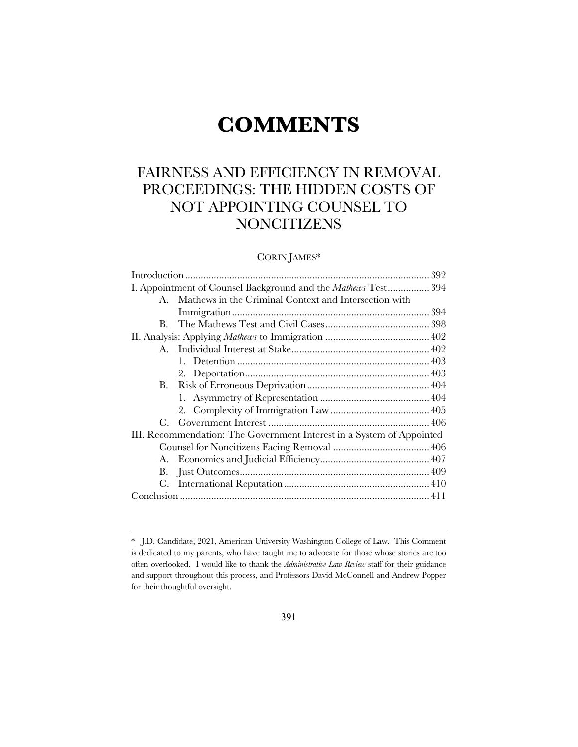# COMMENTS

## FAIRNESS AND EFFICIENCY IN REMOVAL PROCEEDINGS: THE HIDDEN COSTS OF NOT APPOINTING COUNSEL TO NONCITIZENS

CORIN JAMES*

| | |
|---|---|
| Introduction | 392 |
| I. Appointment of Counsel Background and the *Mathews* Test | 394 |
| A. Mathews in the Criminal Context and Intersection with Immigration | 394 |
| B. The Mathews Test and Civil Cases | 398 |
| II. Analysis: Applying *Mathews* to Immigration | 402 |
| A. Individual Interest at Stake | 402 |
| 1. Detention | 403 |
| 2. Deportation | 403 |
| B. Risk of Erroneous Deprivation | 404 |
| 1. Asymmetry of Representation | 404 |
| 2. Complexity of Immigration Law | 405 |
| C. Government Interest | 406 |
| III. Recommendation: The Government Interest in a System of Appointed Counsel for Noncitizens Facing Removal | 406 |
| A. Economics and Judicial Efficiency | 407 |
| B. Just Outcomes | 409 |
| C. International Reputation | 410 |
| Conclusion | 411 |

---

\* J.D. Candidate, 2021, American University Washington College of Law. This Comment is dedicated to my parents, who have taught me to advocate for those whose stories are too often overlooked. I would like to thank the *Administrative Law Review* staff for their guidance and support throughout this process, and Professors David McConnell and Andrew Popper for their thoughtful oversight.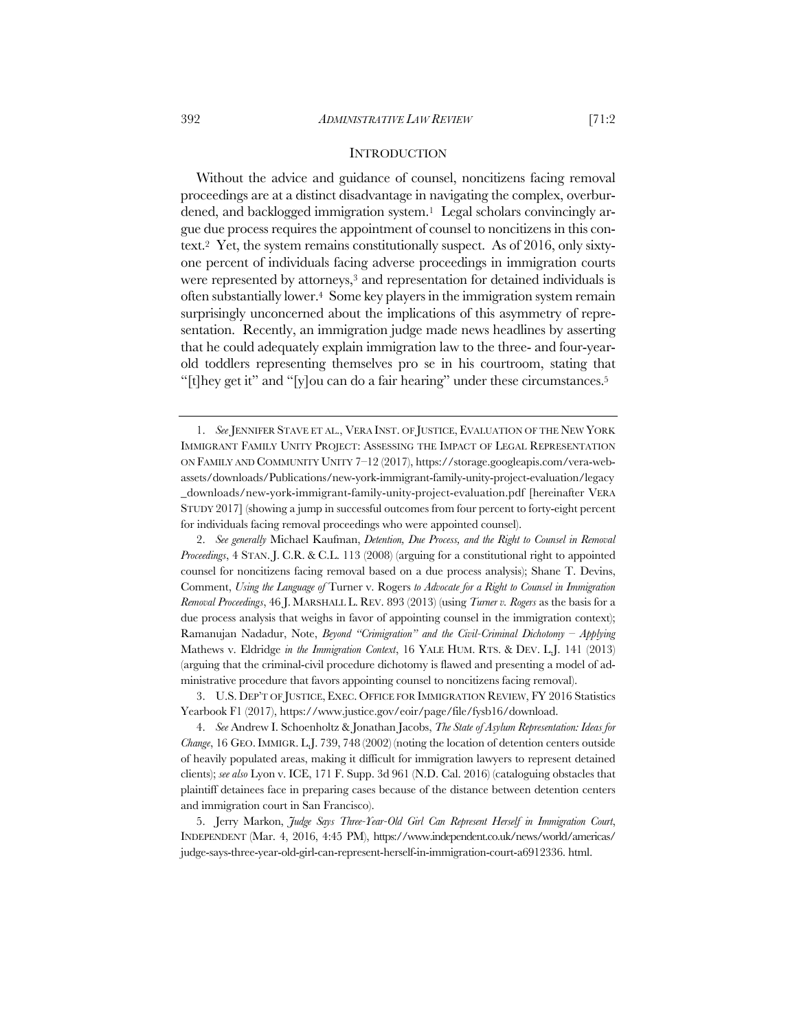## INTRODUCTION

Without the advice and guidance of counsel, noncitizens facing removal proceedings are at a distinct disadvantage in navigating the complex, overburdened, and backlogged immigration system.[1] Legal scholars convincingly argue due process requires the appointment of counsel to noncitizens in this context.[2] Yet, the system remains constitutionally suspect. As of 2016, only sixty-one percent of individuals facing adverse proceedings in immigration courts were represented by attorneys,[3] and representation for detained individuals is often substantially lower.[4] Some key players in the immigration system remain surprisingly unconcerned about the implications of this asymmetry of representation. Recently, an immigration judge made news headlines by asserting that he could adequately explain immigration law to the three- and four-year-old toddlers representing themselves pro se in his courtroom, stating that "[t]hey get it" and "[y]ou can do a fair hearing" under these circumstances.[5]

---

1. *See* JENNIFER STAVE ET AL., VERA INST. OF JUSTICE, EVALUATION OF THE NEW YORK IMMIGRANT FAMILY UNITY PROJECT: ASSESSING THE IMPACT OF LEGAL REPRESENTATION ON FAMILY AND COMMUNITY UNITY 7–12 (2017), https://storage.googleapis.com/vera-web-assets/downloads/Publications/new-york-immigrant-family-unity-project-evaluation/legacy_downloads/new-york-immigrant-family-unity-project-evaluation.pdf [hereinafter VERA STUDY 2017] (showing a jump in successful outcomes from four percent to forty-eight percent for individuals facing removal proceedings who were appointed counsel).

2. *See generally* Michael Kaufman, *Detention, Due Process, and the Right to Counsel in Removal Proceedings*, 4 STAN. J. C.R. & C.L. 113 (2008) (arguing for a constitutional right to appointed counsel for noncitizens facing removal based on a due process analysis); Shane T. Devins, Comment, *Using the Language of* Turner v. Rogers *to Advocate for a Right to Counsel in Immigration Removal Proceedings*, 46 J. MARSHALL L. REV. 893 (2013) (using *Turner v. Rogers* as the basis for a due process analysis that weighs in favor of appointing counsel in the immigration context); Ramanujan Nadadur, Note, *Beyond "Crimigration" and the Civil-Criminal Dichotomy – Applying* Mathews v. Eldridge *in the Immigration Context*, 16 YALE HUM. RTS. & DEV. L.J. 141 (2013) (arguing that the criminal-civil procedure dichotomy is flawed and presenting a model of administrative procedure that favors appointing counsel to noncitizens facing removal).

3. U.S. DEP'T OF JUSTICE, EXEC. OFFICE FOR IMMIGRATION REVIEW, FY 2016 Statistics Yearbook F1 (2017), https://www.justice.gov/eoir/page/file/fysb16/download.

4. *See* Andrew I. Schoenholtz & Jonathan Jacobs, *The State of Asylum Representation: Ideas for Change*, 16 GEO. IMMIGR. L.J. 739, 748 (2002) (noting the location of detention centers outside of heavily populated areas, making it difficult for immigration lawyers to represent detained clients); *see also* Lyon v. ICE, 171 F. Supp. 3d 961 (N.D. Cal. 2016) (cataloguing obstacles that plaintiff detainees face in preparing cases because of the distance between detention centers and immigration court in San Francisco).

5. Jerry Markon, *Judge Says Three-Year-Old Girl Can Represent Herself in Immigration Court*, INDEPENDENT (Mar. 4, 2016, 4:45 PM), https://www.independent.co.uk/news/world/americas/judge-says-three-year-old-girl-can-represent-herself-in-immigration-court-a6912336. html.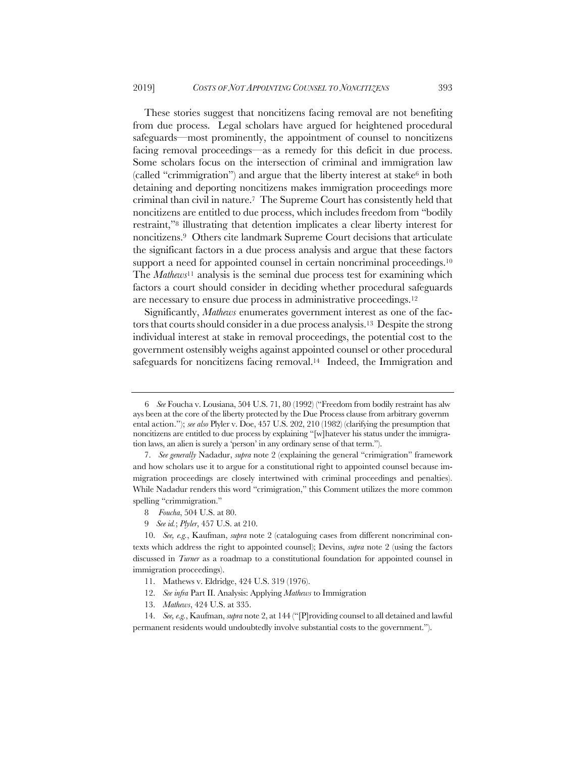These stories suggest that noncitizens facing removal are not benefiting from due process. Legal scholars have argued for heightened procedural safeguards—most prominently, the appointment of counsel to noncitizens facing removal proceedings—as a remedy for this deficit in due process. Some scholars focus on the intersection of criminal and immigration law (called "crimmigration") and argue that the liberty interest at stake[6] in both detaining and deporting noncitizens makes immigration proceedings more criminal than civil in nature.[7] The Supreme Court has consistently held that noncitizens are entitled to due process, which includes freedom from "bodily restraint,"[8] illustrating that detention implicates a clear liberty interest for noncitizens.[9] Others cite landmark Supreme Court decisions that articulate the significant factors in a due process analysis and argue that these factors support a need for appointed counsel in certain noncriminal proceedings.[10] The *Mathews*[11] analysis is the seminal due process test for examining which factors a court should consider in deciding whether procedural safeguards are necessary to ensure due process in administrative proceedings.[12]

Significantly, *Mathews* enumerates government interest as one of the factors that courts should consider in a due process analysis.[13] Despite the strong individual interest at stake in removal proceedings, the potential cost to the government ostensibly weighs against appointed counsel or other procedural safeguards for noncitizens facing removal.[14] Indeed, the Immigration and

---

6 *See* Foucha v. Lousiana, 504 U.S. 71, 80 (1992) ("Freedom from bodily restraint has alw ays been at the core of the liberty protected by the Due Process clause from arbitrary governm ental action."); *see also* Plyler v. Doe, 457 U.S. 202, 210 (1982) (clarifying the presumption that noncitizens are entitled to due process by explaining "[w]hatever his status under the immigration laws, an alien is surely a 'person' in any ordinary sense of that term.").

7. *See generally* Nadadur, *supra* note 2 (explaining the general "crimigration" framework and how scholars use it to argue for a constitutional right to appointed counsel because immigration proceedings are closely intertwined with criminal proceedings and penalties). While Nadadur renders this word "crimigration," this Comment utilizes the more common spelling "crimmigration."

8 *Foucha*, 504 U.S. at 80.

9 *See id.*; *Plyler*, 457 U.S. at 210.

10. *See, e.g.*, Kaufman, *supra* note 2 (cataloguing cases from different noncriminal contexts which address the right to appointed counsel); Devins, *supra* note 2 (using the factors discussed in *Turner* as a roadmap to a constitutional foundation for appointed counsel in immigration proceedings).

11. Mathews v. Eldridge, 424 U.S. 319 (1976).

12. *See infra* Part II. Analysis: Applying *Mathews* to Immigration

13. *Mathews*, 424 U.S. at 335.

14. *See, e.g.*, Kaufman, *supra* note 2, at 144 ("[P]roviding counsel to all detained and lawful permanent residents would undoubtedly involve substantial costs to the government.").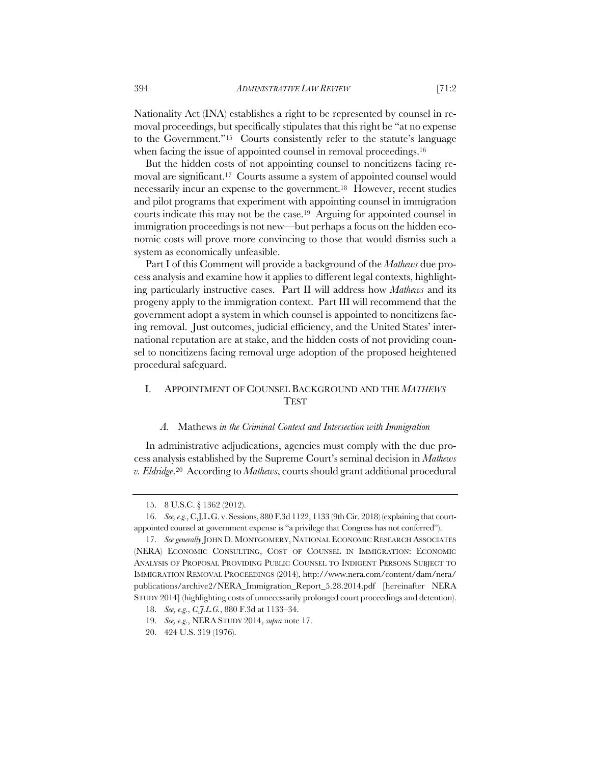Nationality Act (INA) establishes a right to be represented by counsel in removal proceedings, but specifically stipulates that this right be "at no expense to the Government."[15] Courts consistently refer to the statute's language when facing the issue of appointed counsel in removal proceedings.[16]

But the hidden costs of not appointing counsel to noncitizens facing removal are significant.[17] Courts assume a system of appointed counsel would necessarily incur an expense to the government.[18] However, recent studies and pilot programs that experiment with appointing counsel in immigration courts indicate this may not be the case.[19] Arguing for appointed counsel in immigration proceedings is not new—but perhaps a focus on the hidden economic costs will prove more convincing to those that would dismiss such a system as economically unfeasible.

Part I of this Comment will provide a background of the *Mathews* due process analysis and examine how it applies to different legal contexts, highlighting particularly instructive cases. Part II will address how *Mathews* and its progeny apply to the immigration context. Part III will recommend that the government adopt a system in which counsel is appointed to noncitizens facing removal. Just outcomes, judicial efficiency, and the United States' international reputation are at stake, and the hidden costs of not providing counsel to noncitizens facing removal urge adoption of the proposed heightened procedural safeguard.

## I. APPOINTMENT OF COUNSEL BACKGROUND AND THE *MATHEWS* TEST

### *A.* Mathews *in the Criminal Context and Intersection with Immigration*

In administrative adjudications, agencies must comply with the due process analysis established by the Supreme Court's seminal decision in *Mathews v. Eldridge*.[20] According to *Mathews*, courts should grant additional procedural

---

15. 8 U.S.C. § 1362 (2012).

16. *See, e.g.*, C.J.L.G. v. Sessions, 880 F.3d 1122, 1133 (9th Cir. 2018) (explaining that court-appointed counsel at government expense is "a privilege that Congress has not conferred").

17. *See generally* JOHN D. MONTGOMERY, NATIONAL ECONOMIC RESEARCH ASSOCIATES (NERA) ECONOMIC CONSULTING, COST OF COUNSEL IN IMMIGRATION: ECONOMIC ANALYSIS OF PROPOSAL PROVIDING PUBLIC COUNSEL TO INDIGENT PERSONS SUBJECT TO IMMIGRATION REMOVAL PROCEEDINGS (2014), http://www.nera.com/content/dam/nera/publications/archive2/NERA_Immigration_Report_5.28.2014.pdf [hereinafter NERA STUDY 2014] (highlighting costs of unnecessarily prolonged court proceedings and detention).

18. *See, e.g.*, *C.J.L.G.*, 880 F.3d at 1133–34.

19. *See, e.g.*, NERA STUDY 2014, *supra* note 17.

20. 424 U.S. 319 (1976).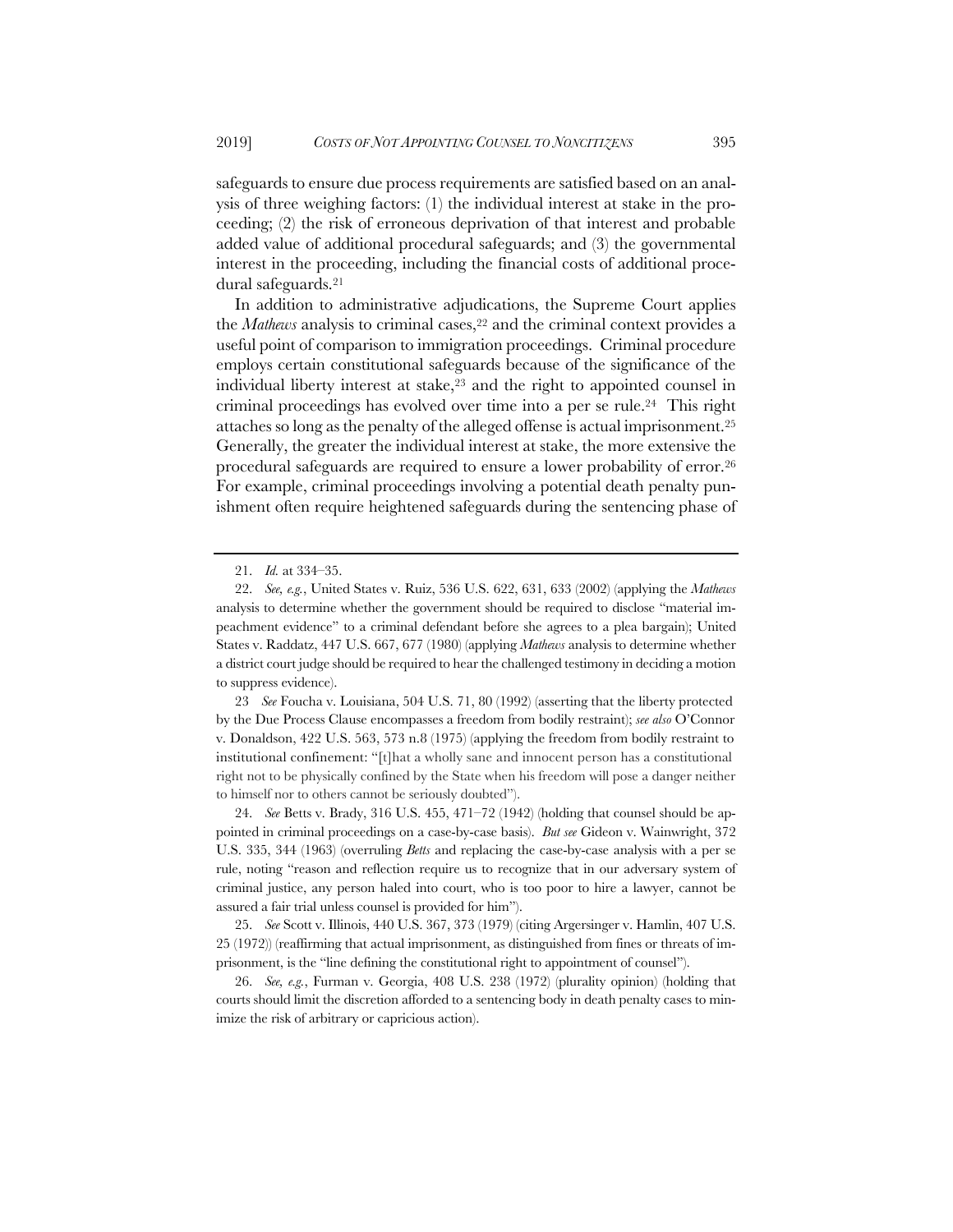safeguards to ensure due process requirements are satisfied based on an analysis of three weighing factors: (1) the individual interest at stake in the proceeding; (2) the risk of erroneous deprivation of that interest and probable added value of additional procedural safeguards; and (3) the governmental interest in the proceeding, including the financial costs of additional procedural safeguards.[21]

In addition to administrative adjudications, the Supreme Court applies the *Mathews* analysis to criminal cases,[22] and the criminal context provides a useful point of comparison to immigration proceedings. Criminal procedure employs certain constitutional safeguards because of the significance of the individual liberty interest at stake,[23] and the right to appointed counsel in criminal proceedings has evolved over time into a per se rule.[24] This right attaches so long as the penalty of the alleged offense is actual imprisonment.[25] Generally, the greater the individual interest at stake, the more extensive the procedural safeguards are required to ensure a lower probability of error.[26] For example, criminal proceedings involving a potential death penalty punishment often require heightened safeguards during the sentencing phase of

---

21. *Id.* at 334–35.

22. *See, e.g.*, United States v. Ruiz, 536 U.S. 622, 631, 633 (2002) (applying the *Mathews* analysis to determine whether the government should be required to disclose "material impeachment evidence" to a criminal defendant before she agrees to a plea bargain); United States v. Raddatz, 447 U.S. 667, 677 (1980) (applying *Mathews* analysis to determine whether a district court judge should be required to hear the challenged testimony in deciding a motion to suppress evidence).

23 *See* Foucha v. Louisiana, 504 U.S. 71, 80 (1992) (asserting that the liberty protected by the Due Process Clause encompasses a freedom from bodily restraint); *see also* O'Connor v. Donaldson, 422 U.S. 563, 573 n.8 (1975) (applying the freedom from bodily restraint to institutional confinement: "[t]hat a wholly sane and innocent person has a constitutional right not to be physically confined by the State when his freedom will pose a danger neither to himself nor to others cannot be seriously doubted").

24. *See* Betts v. Brady, 316 U.S. 455, 471–72 (1942) (holding that counsel should be appointed in criminal proceedings on a case-by-case basis). *But see* Gideon v. Wainwright, 372 U.S. 335, 344 (1963) (overruling *Betts* and replacing the case-by-case analysis with a per se rule, noting "reason and reflection require us to recognize that in our adversary system of criminal justice, any person haled into court, who is too poor to hire a lawyer, cannot be assured a fair trial unless counsel is provided for him").

25. *See* Scott v. Illinois, 440 U.S. 367, 373 (1979) (citing Argersinger v. Hamlin, 407 U.S. 25 (1972)) (reaffirming that actual imprisonment, as distinguished from fines or threats of imprisonment, is the "line defining the constitutional right to appointment of counsel").

26. *See, e.g.*, Furman v. Georgia, 408 U.S. 238 (1972) (plurality opinion) (holding that courts should limit the discretion afforded to a sentencing body in death penalty cases to minimize the risk of arbitrary or capricious action).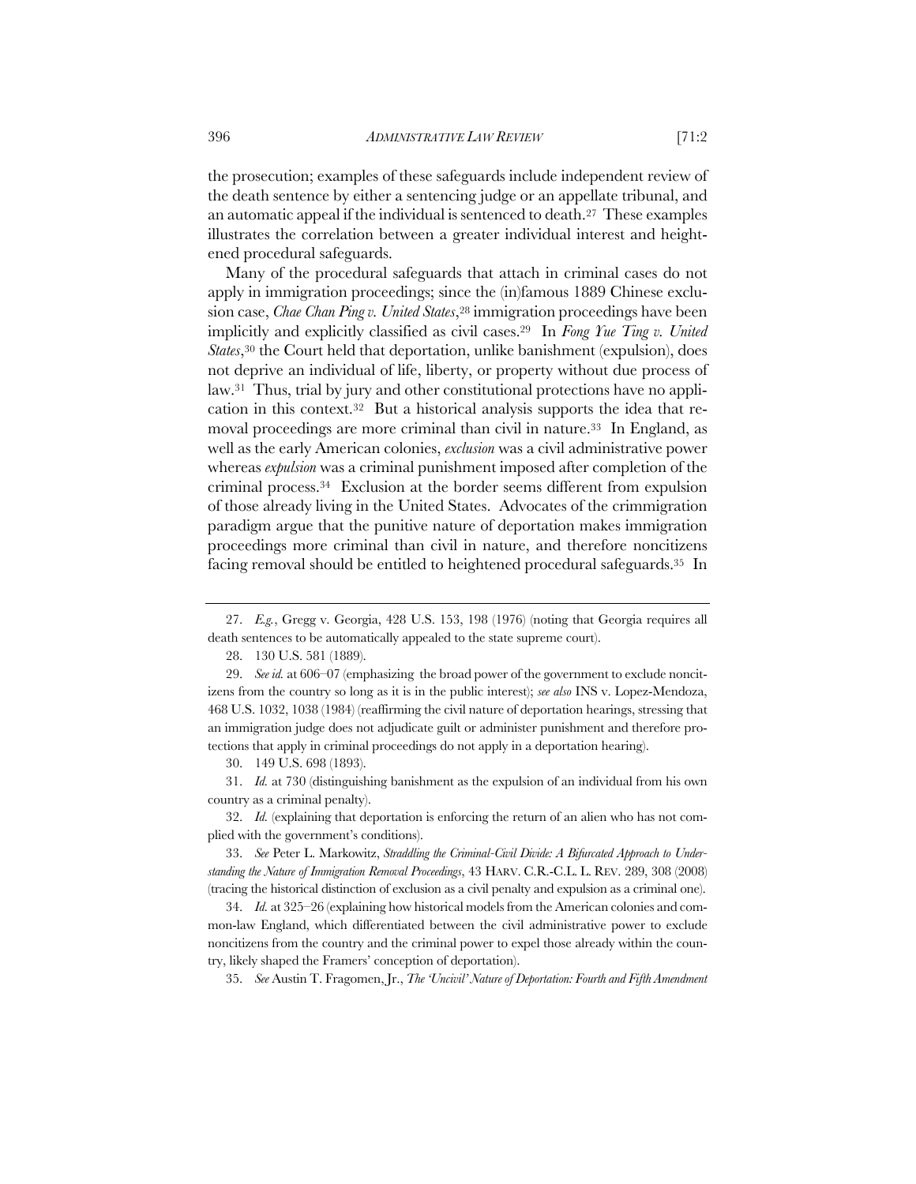the prosecution; examples of these safeguards include independent review of the death sentence by either a sentencing judge or an appellate tribunal, and an automatic appeal if the individual is sentenced to death.[27] These examples illustrates the correlation between a greater individual interest and heightened procedural safeguards.

Many of the procedural safeguards that attach in criminal cases do not apply in immigration proceedings; since the (in)famous 1889 Chinese exclusion case, *Chae Chan Ping v. United States*,[28] immigration proceedings have been implicitly and explicitly classified as civil cases.[29] In *Fong Yue Ting v. United States*,[30] the Court held that deportation, unlike banishment (expulsion), does not deprive an individual of life, liberty, or property without due process of law.[31] Thus, trial by jury and other constitutional protections have no application in this context.[32] But a historical analysis supports the idea that removal proceedings are more criminal than civil in nature.[33] In England, as well as the early American colonies, *exclusion* was a civil administrative power whereas *expulsion* was a criminal punishment imposed after completion of the criminal process.[34] Exclusion at the border seems different from expulsion of those already living in the United States. Advocates of the crimmigration paradigm argue that the punitive nature of deportation makes immigration proceedings more criminal than civil in nature, and therefore noncitizens facing removal should be entitled to heightened procedural safeguards.[35] In

---

27. *E.g.*, Gregg v. Georgia, 428 U.S. 153, 198 (1976) (noting that Georgia requires all death sentences to be automatically appealed to the state supreme court).

28. 130 U.S. 581 (1889).

29. *See id.* at 606–07 (emphasizing the broad power of the government to exclude noncitizens from the country so long as it is in the public interest); *see also* INS v. Lopez-Mendoza, 468 U.S. 1032, 1038 (1984) (reaffirming the civil nature of deportation hearings, stressing that an immigration judge does not adjudicate guilt or administer punishment and therefore protections that apply in criminal proceedings do not apply in a deportation hearing).

30. 149 U.S. 698 (1893).

31. *Id.* at 730 (distinguishing banishment as the expulsion of an individual from his own country as a criminal penalty).

32. *Id.* (explaining that deportation is enforcing the return of an alien who has not complied with the government's conditions).

33. *See* Peter L. Markowitz, *Straddling the Criminal-Civil Divide: A Bifurcated Approach to Understanding the Nature of Immigration Removal Proceedings*, 43 HARV. C.R.-C.L. L. REV. 289, 308 (2008) (tracing the historical distinction of exclusion as a civil penalty and expulsion as a criminal one).

34. *Id.* at 325–26 (explaining how historical models from the American colonies and common-law England, which differentiated between the civil administrative power to exclude noncitizens from the country and the criminal power to expel those already within the country, likely shaped the Framers' conception of deportation).

35. *See* Austin T. Fragomen, Jr., *The 'Uncivil' Nature of Deportation: Fourth and Fifth Amendment*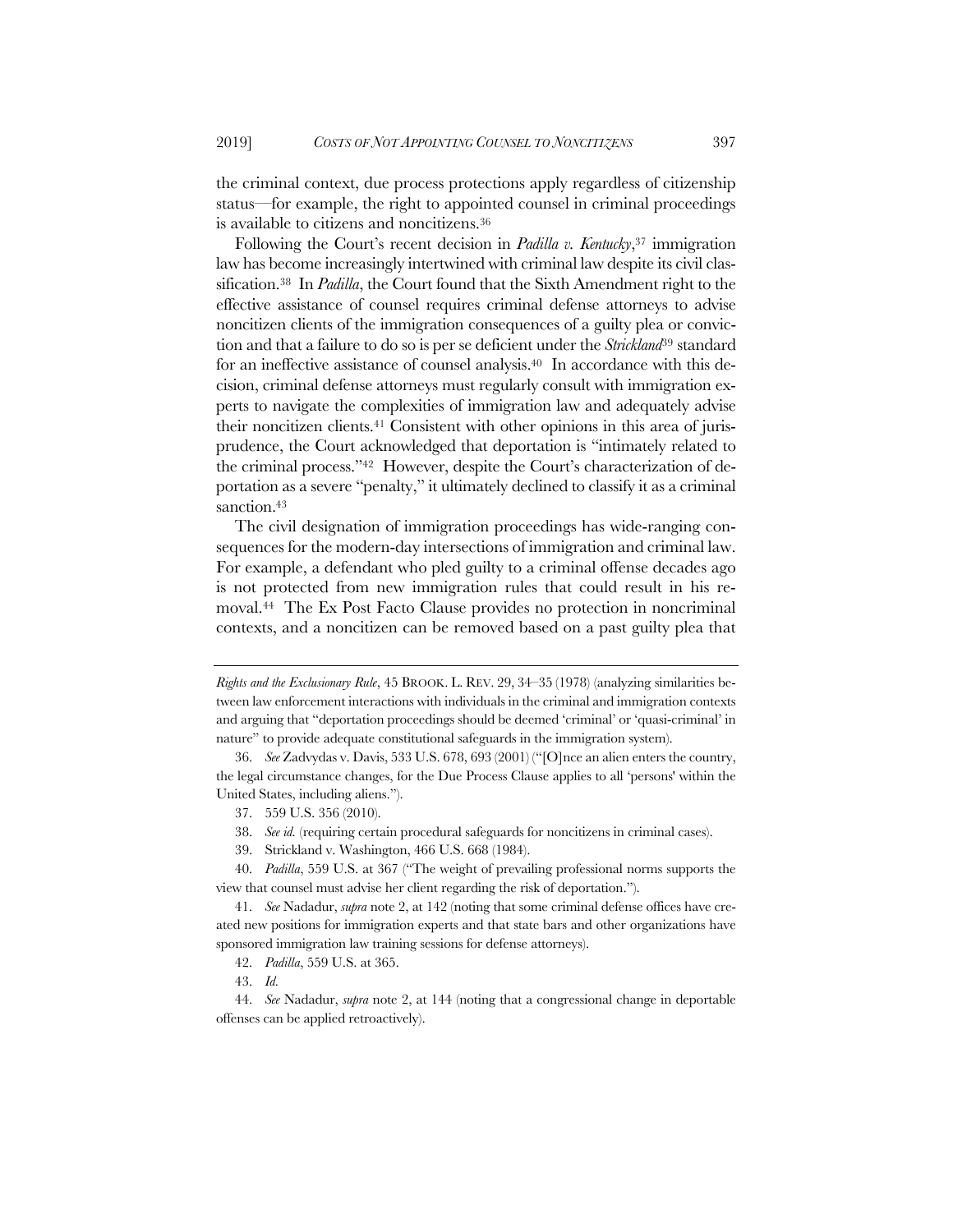the criminal context, due process protections apply regardless of citizenship status—for example, the right to appointed counsel in criminal proceedings is available to citizens and noncitizens.[36]

Following the Court's recent decision in *Padilla v. Kentucky*,[37] immigration law has become increasingly intertwined with criminal law despite its civil classification.[38] In *Padilla*, the Court found that the Sixth Amendment right to the effective assistance of counsel requires criminal defense attorneys to advise noncitizen clients of the immigration consequences of a guilty plea or conviction and that a failure to do so is per se deficient under the *Strickland*[39] standard for an ineffective assistance of counsel analysis.[40] In accordance with this decision, criminal defense attorneys must regularly consult with immigration experts to navigate the complexities of immigration law and adequately advise their noncitizen clients.[41] Consistent with other opinions in this area of jurisprudence, the Court acknowledged that deportation is "intimately related to the criminal process."[42] However, despite the Court's characterization of deportation as a severe "penalty," it ultimately declined to classify it as a criminal sanction.[43]

The civil designation of immigration proceedings has wide-ranging consequences for the modern-day intersections of immigration and criminal law. For example, a defendant who pled guilty to a criminal offense decades ago is not protected from new immigration rules that could result in his removal.[44] The Ex Post Facto Clause provides no protection in noncriminal contexts, and a noncitizen can be removed based on a past guilty plea that

---

*Rights and the Exclusionary Rule*, 45 BROOK. L. REV. 29, 34–35 (1978) (analyzing similarities between law enforcement interactions with individuals in the criminal and immigration contexts and arguing that "deportation proceedings should be deemed 'criminal' or 'quasi-criminal' in nature" to provide adequate constitutional safeguards in the immigration system).

36. *See* Zadvydas v. Davis, 533 U.S. 678, 693 (2001) ("[O]nce an alien enters the country, the legal circumstance changes, for the Due Process Clause applies to all 'persons' within the United States, including aliens.").

37. 559 U.S. 356 (2010).

38. *See id.* (requiring certain procedural safeguards for noncitizens in criminal cases).

39. Strickland v. Washington, 466 U.S. 668 (1984).

40. *Padilla*, 559 U.S. at 367 ("The weight of prevailing professional norms supports the view that counsel must advise her client regarding the risk of deportation.").

41. *See* Nadadur, *supra* note 2, at 142 (noting that some criminal defense offices have created new positions for immigration experts and that state bars and other organizations have sponsored immigration law training sessions for defense attorneys).

42. *Padilla*, 559 U.S. at 365.

43. *Id.*

44. *See* Nadadur, *supra* note 2, at 144 (noting that a congressional change in deportable offenses can be applied retroactively).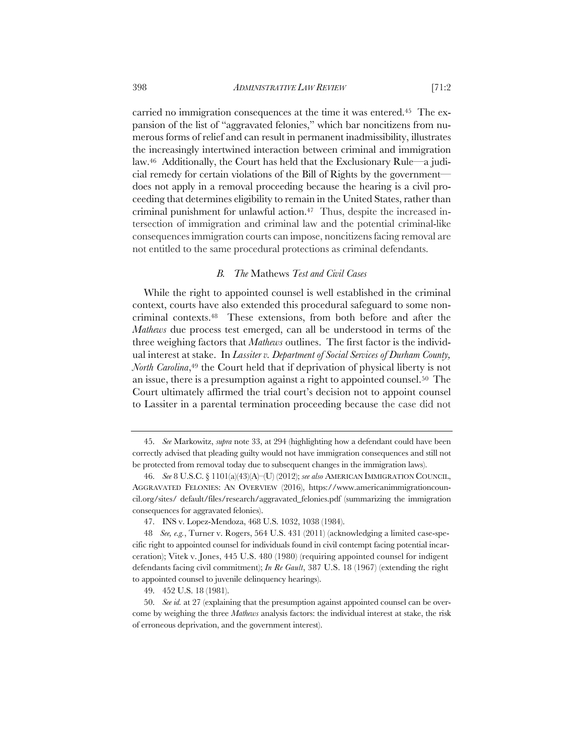carried no immigration consequences at the time it was entered.[45] The expansion of the list of "aggravated felonies," which bar noncitizens from numerous forms of relief and can result in permanent inadmissibility, illustrates the increasingly intertwined interaction between criminal and immigration law.[46] Additionally, the Court has held that the Exclusionary Rule—a judicial remedy for certain violations of the Bill of Rights by the government—does not apply in a removal proceeding because the hearing is a civil proceeding that determines eligibility to remain in the United States, rather than criminal punishment for unlawful action.[47] Thus, despite the increased intersection of immigration and criminal law and the potential criminal-like consequences immigration courts can impose, noncitizens facing removal are not entitled to the same procedural protections as criminal defendants.

### *B. The* Mathews *Test and Civil Cases*

While the right to appointed counsel is well established in the criminal context, courts have also extended this procedural safeguard to some noncriminal contexts.[48] These extensions, from both before and after the *Mathews* due process test emerged, can all be understood in terms of the three weighing factors that *Mathews* outlines. The first factor is the individual interest at stake. In *Lassiter v. Department of Social Services of Durham County, North Carolina*,[49] the Court held that if deprivation of physical liberty is not an issue, there is a presumption against a right to appointed counsel.[50] The Court ultimately affirmed the trial court's decision not to appoint counsel to Lassiter in a parental termination proceeding because the case did not

---

45. *See* Markowitz, *supra* note 33, at 294 (highlighting how a defendant could have been correctly advised that pleading guilty would not have immigration consequences and still not be protected from removal today due to subsequent changes in the immigration laws).

46. *See* 8 U.S.C. § 1101(a)(43)(A)–(U) (2012); *see also* AMERICAN IMMIGRATION COUNCIL, AGGRAVATED FELONIES: AN OVERVIEW (2016), https://www.americanimmigrationcouncil.org/sites/ default/files/research/aggravated_felonies.pdf (summarizing the immigration consequences for aggravated felonies).

47. INS v. Lopez-Mendoza, 468 U.S. 1032, 1038 (1984).

48 *See, e.g.*, Turner v. Rogers, 564 U.S. 431 (2011) (acknowledging a limited case-specific right to appointed counsel for individuals found in civil contempt facing potential incarceration); Vitek v. Jones, 445 U.S. 480 (1980) (requiring appointed counsel for indigent defendants facing civil commitment); *In Re Gault*, 387 U.S. 18 (1967) (extending the right to appointed counsel to juvenile delinquency hearings).

49. 452 U.S. 18 (1981).

50. *See id.* at 27 (explaining that the presumption against appointed counsel can be overcome by weighing the three *Mathews* analysis factors: the individual interest at stake, the risk of erroneous deprivation, and the government interest).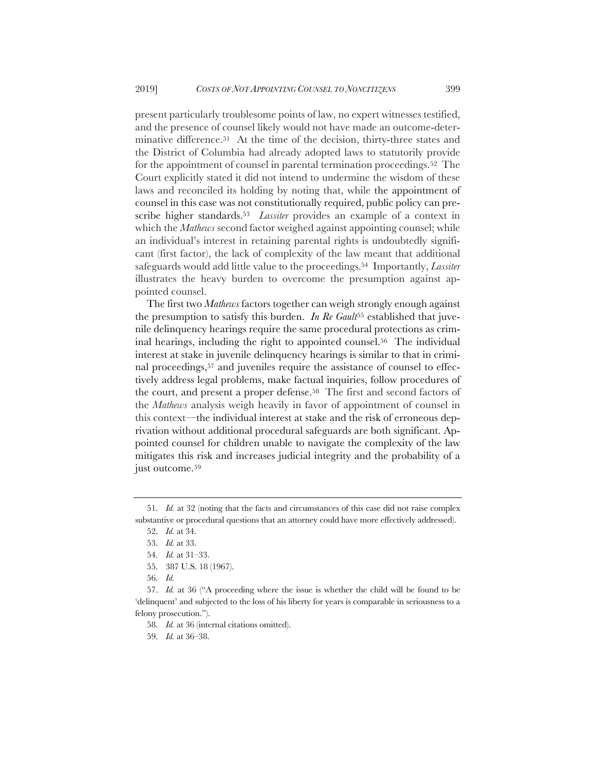present particularly troublesome points of law, no expert witnesses testified, and the presence of counsel likely would not have made an outcome-determinative difference.[51] At the time of the decision, thirty-three states and the District of Columbia had already adopted laws to statutorily provide for the appointment of counsel in parental termination proceedings.[52] The Court explicitly stated it did not intend to undermine the wisdom of these laws and reconciled its holding by noting that, while the appointment of counsel in this case was not constitutionally required, public policy can prescribe higher standards.[53] *Lassiter* provides an example of a context in which the *Mathews* second factor weighed against appointing counsel; while an individual's interest in retaining parental rights is undoubtedly significant (first factor), the lack of complexity of the law meant that additional safeguards would add little value to the proceedings.[54] Importantly, *Lassiter* illustrates the heavy burden to overcome the presumption against appointed counsel.

The first two *Mathews* factors together can weigh strongly enough against the presumption to satisfy this burden. *In Re Gault*[55] established that juvenile delinquency hearings require the same procedural protections as criminal hearings, including the right to appointed counsel.[56] The individual interest at stake in juvenile delinquency hearings is similar to that in criminal proceedings,[57] and juveniles require the assistance of counsel to effectively address legal problems, make factual inquiries, follow procedures of the court, and present a proper defense.[58] The first and second factors of the *Mathews* analysis weigh heavily in favor of appointment of counsel in this context—the individual interest at stake and the risk of erroneous deprivation without additional procedural safeguards are both significant. Appointed counsel for children unable to navigate the complexity of the law mitigates this risk and increases judicial integrity and the probability of a just outcome.[59]

---

51. *Id.* at 32 (noting that the facts and circumstances of this case did not raise complex substantive or procedural questions that an attorney could have more effectively addressed).

52. *Id.* at 34.

53. *Id.* at 33.

54. *Id.* at 31–33.

55. 387 U.S. 18 (1967).

56. *Id.*

57. *Id.* at 36 ("A proceeding where the issue is whether the child will be found to be 'delinquent' and subjected to the loss of his liberty for years is comparable in seriousness to a felony prosecution.").

58. *Id.* at 36 (internal citations omitted).

59. *Id.* at 36–38.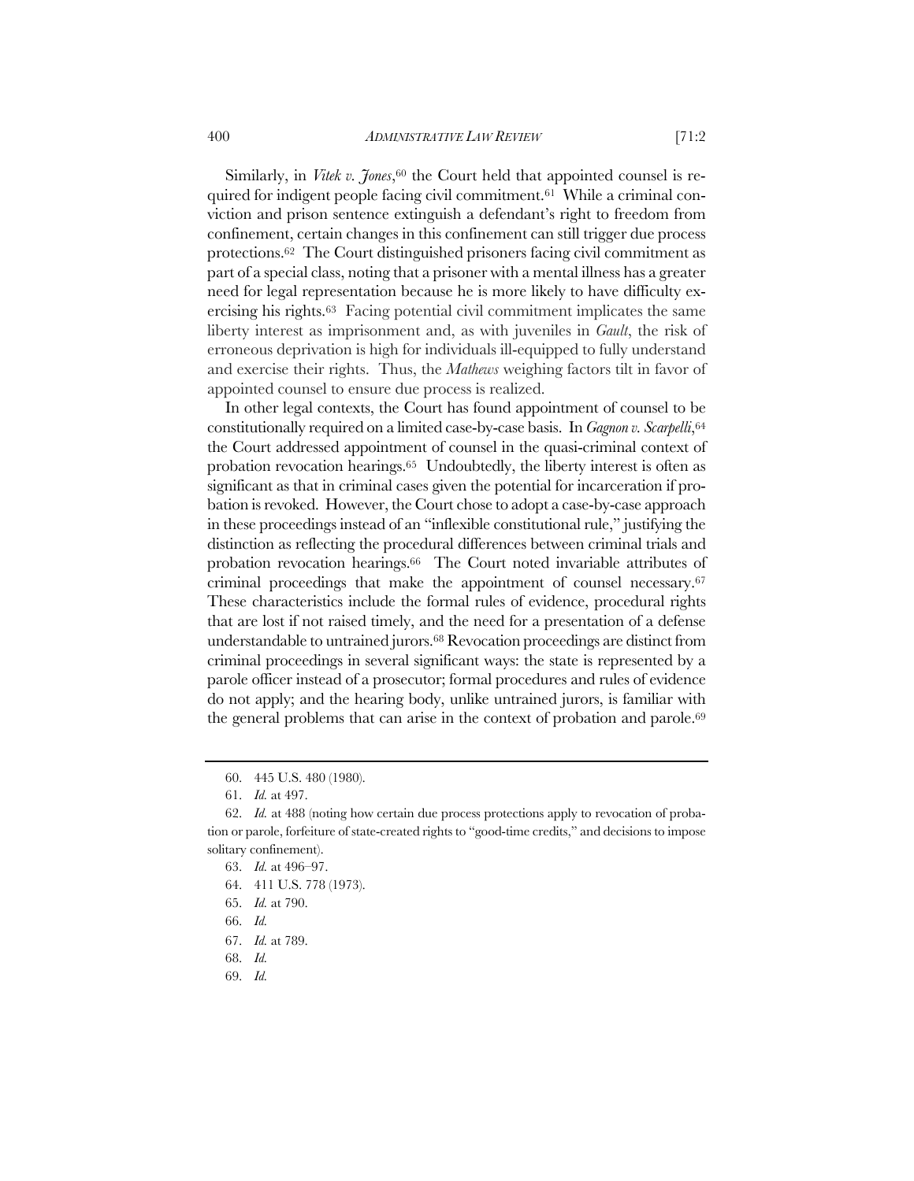Similarly, in *Vitek v. Jones*,[60] the Court held that appointed counsel is required for indigent people facing civil commitment.[61] While a criminal conviction and prison sentence extinguish a defendant's right to freedom from confinement, certain changes in this confinement can still trigger due process protections.[62] The Court distinguished prisoners facing civil commitment as part of a special class, noting that a prisoner with a mental illness has a greater need for legal representation because he is more likely to have difficulty exercising his rights.[63] Facing potential civil commitment implicates the same liberty interest as imprisonment and, as with juveniles in *Gault*, the risk of erroneous deprivation is high for individuals ill-equipped to fully understand and exercise their rights. Thus, the *Mathews* weighing factors tilt in favor of appointed counsel to ensure due process is realized.

In other legal contexts, the Court has found appointment of counsel to be constitutionally required on a limited case-by-case basis. In *Gagnon v. Scarpelli*,[64] the Court addressed appointment of counsel in the quasi-criminal context of probation revocation hearings.[65] Undoubtedly, the liberty interest is often as significant as that in criminal cases given the potential for incarceration if probation is revoked. However, the Court chose to adopt a case-by-case approach in these proceedings instead of an "inflexible constitutional rule," justifying the distinction as reflecting the procedural differences between criminal trials and probation revocation hearings.[66] The Court noted invariable attributes of criminal proceedings that make the appointment of counsel necessary.[67] These characteristics include the formal rules of evidence, procedural rights that are lost if not raised timely, and the need for a presentation of a defense understandable to untrained jurors.[68] Revocation proceedings are distinct from criminal proceedings in several significant ways: the state is represented by a parole officer instead of a prosecutor; formal procedures and rules of evidence do not apply; and the hearing body, unlike untrained jurors, is familiar with the general problems that can arise in the context of probation and parole.[69]

---

60. 445 U.S. 480 (1980).

61. *Id.* at 497.

62. *Id.* at 488 (noting how certain due process protections apply to revocation of probation or parole, forfeiture of state-created rights to "good-time credits," and decisions to impose solitary confinement).

63. *Id.* at 496–97.

64. 411 U.S. 778 (1973).

65. *Id.* at 790.

66. *Id.*

67. *Id.* at 789.

68. *Id.*

69. *Id.*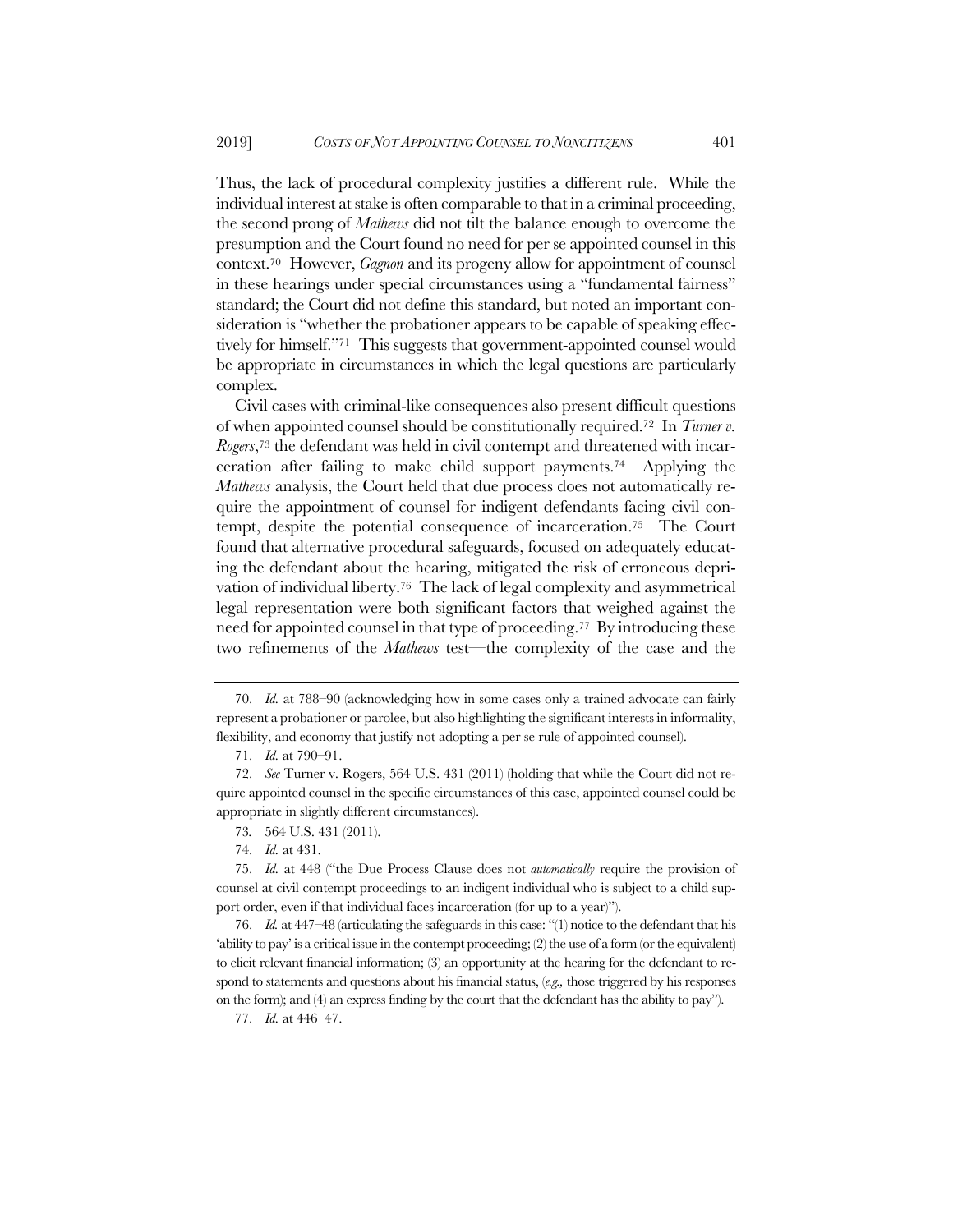Thus, the lack of procedural complexity justifies a different rule. While the individual interest at stake is often comparable to that in a criminal proceeding, the second prong of *Mathews* did not tilt the balance enough to overcome the presumption and the Court found no need for per se appointed counsel in this context.[70] However, *Gagnon* and its progeny allow for appointment of counsel in these hearings under special circumstances using a "fundamental fairness" standard; the Court did not define this standard, but noted an important consideration is "whether the probationer appears to be capable of speaking effectively for himself."[71] This suggests that government-appointed counsel would be appropriate in circumstances in which the legal questions are particularly complex.

Civil cases with criminal-like consequences also present difficult questions of when appointed counsel should be constitutionally required.[72] In *Turner v. Rogers*,[73] the defendant was held in civil contempt and threatened with incarceration after failing to make child support payments.[74] Applying the *Mathews* analysis, the Court held that due process does not automatically require the appointment of counsel for indigent defendants facing civil contempt, despite the potential consequence of incarceration.[75] The Court found that alternative procedural safeguards, focused on adequately educating the defendant about the hearing, mitigated the risk of erroneous deprivation of individual liberty.[76] The lack of legal complexity and asymmetrical legal representation were both significant factors that weighed against the need for appointed counsel in that type of proceeding.[77] By introducing these two refinements of the *Mathews* test—the complexity of the case and the

---

70. *Id.* at 788–90 (acknowledging how in some cases only a trained advocate can fairly represent a probationer or parolee, but also highlighting the significant interests in informality, flexibility, and economy that justify not adopting a per se rule of appointed counsel).

71. *Id.* at 790–91.

72. *See* Turner v. Rogers, 564 U.S. 431 (2011) (holding that while the Court did not require appointed counsel in the specific circumstances of this case, appointed counsel could be appropriate in slightly different circumstances).

73. 564 U.S. 431 (2011).

74. *Id.* at 431.

75. *Id.* at 448 ("the Due Process Clause does not *automatically* require the provision of counsel at civil contempt proceedings to an indigent individual who is subject to a child support order, even if that individual faces incarceration (for up to a year)").

76. *Id.* at 447–48 (articulating the safeguards in this case: "(1) notice to the defendant that his 'ability to pay' is a critical issue in the contempt proceeding; (2) the use of a form (or the equivalent) to elicit relevant financial information; (3) an opportunity at the hearing for the defendant to respond to statements and questions about his financial status, (*e.g.,* those triggered by his responses on the form); and (4) an express finding by the court that the defendant has the ability to pay").

77. *Id.* at 446–47.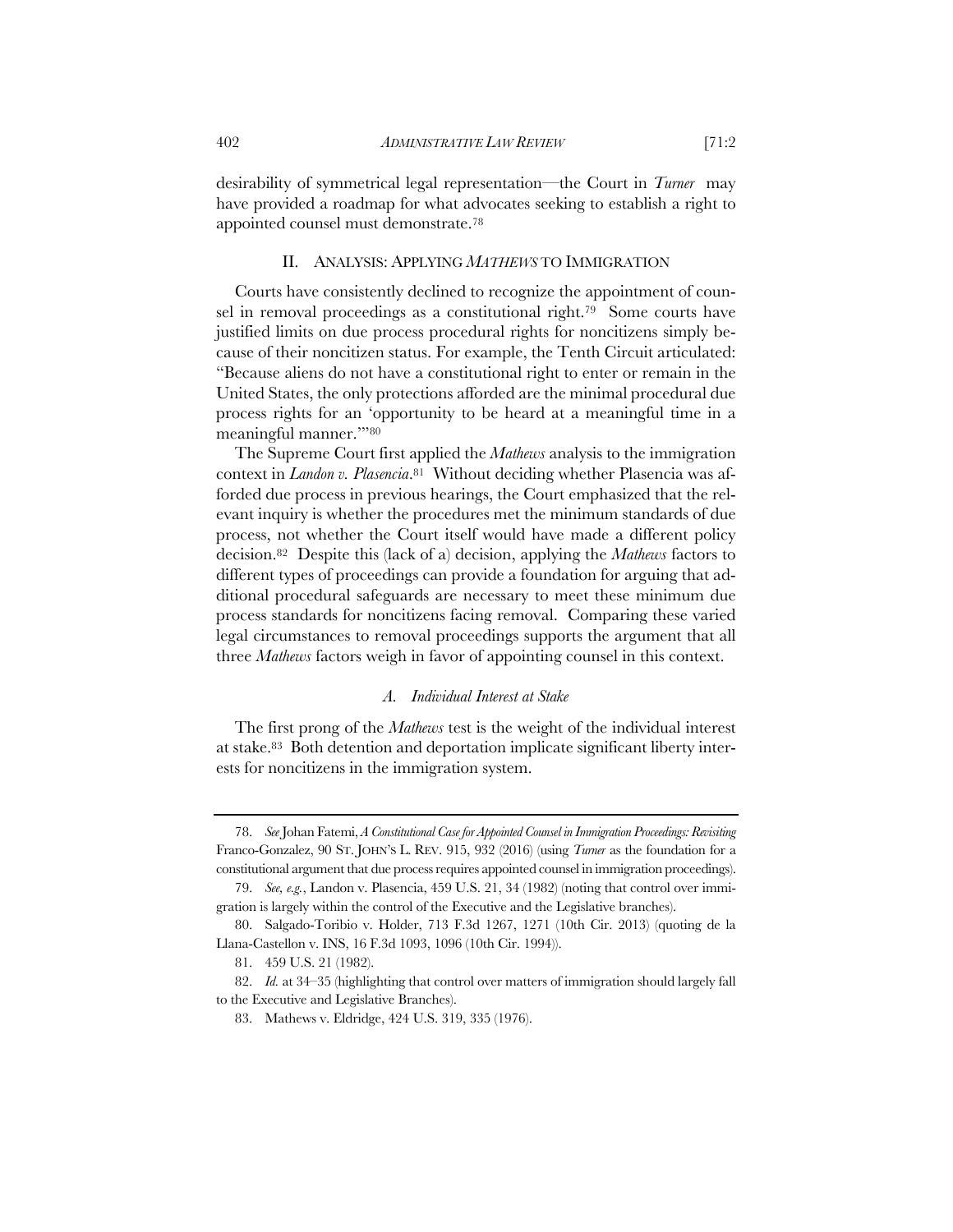desirability of symmetrical legal representation—the Court in *Turner* may have provided a roadmap for what advocates seeking to establish a right to appointed counsel must demonstrate.[78]

## II. ANALYSIS: APPLYING *MATHEWS* TO IMMIGRATION

Courts have consistently declined to recognize the appointment of counsel in removal proceedings as a constitutional right.[79] Some courts have justified limits on due process procedural rights for noncitizens simply because of their noncitizen status. For example, the Tenth Circuit articulated: "Because aliens do not have a constitutional right to enter or remain in the United States, the only protections afforded are the minimal procedural due process rights for an 'opportunity to be heard at a meaningful time in a meaningful manner.'"[80]

The Supreme Court first applied the *Mathews* analysis to the immigration context in *Landon v. Plasencia*.[81] Without deciding whether Plasencia was afforded due process in previous hearings, the Court emphasized that the relevant inquiry is whether the procedures met the minimum standards of due process, not whether the Court itself would have made a different policy decision.[82] Despite this (lack of a) decision, applying the *Mathews* factors to different types of proceedings can provide a foundation for arguing that additional procedural safeguards are necessary to meet these minimum due process standards for noncitizens facing removal. Comparing these varied legal circumstances to removal proceedings supports the argument that all three *Mathews* factors weigh in favor of appointing counsel in this context.

### *A. Individual Interest at Stake*

The first prong of the *Mathews* test is the weight of the individual interest at stake.[83] Both detention and deportation implicate significant liberty interests for noncitizens in the immigration system.

---

78. *See* Johan Fatemi, *A Constitutional Case for Appointed Counsel in Immigration Proceedings: Revisiting* Franco-Gonzalez, 90 ST. JOHN'S L. REV. 915, 932 (2016) (using *Turner* as the foundation for a constitutional argument that due process requires appointed counsel in immigration proceedings).

79. *See, e.g.*, Landon v. Plasencia, 459 U.S. 21, 34 (1982) (noting that control over immigration is largely within the control of the Executive and the Legislative branches).

80. Salgado-Toribio v. Holder, 713 F.3d 1267, 1271 (10th Cir. 2013) (quoting de la Llana-Castellon v. INS, 16 F.3d 1093, 1096 (10th Cir. 1994)).

81. 459 U.S. 21 (1982).

82. *Id.* at 34–35 (highlighting that control over matters of immigration should largely fall to the Executive and Legislative Branches).

83. Mathews v. Eldridge, 424 U.S. 319, 335 (1976).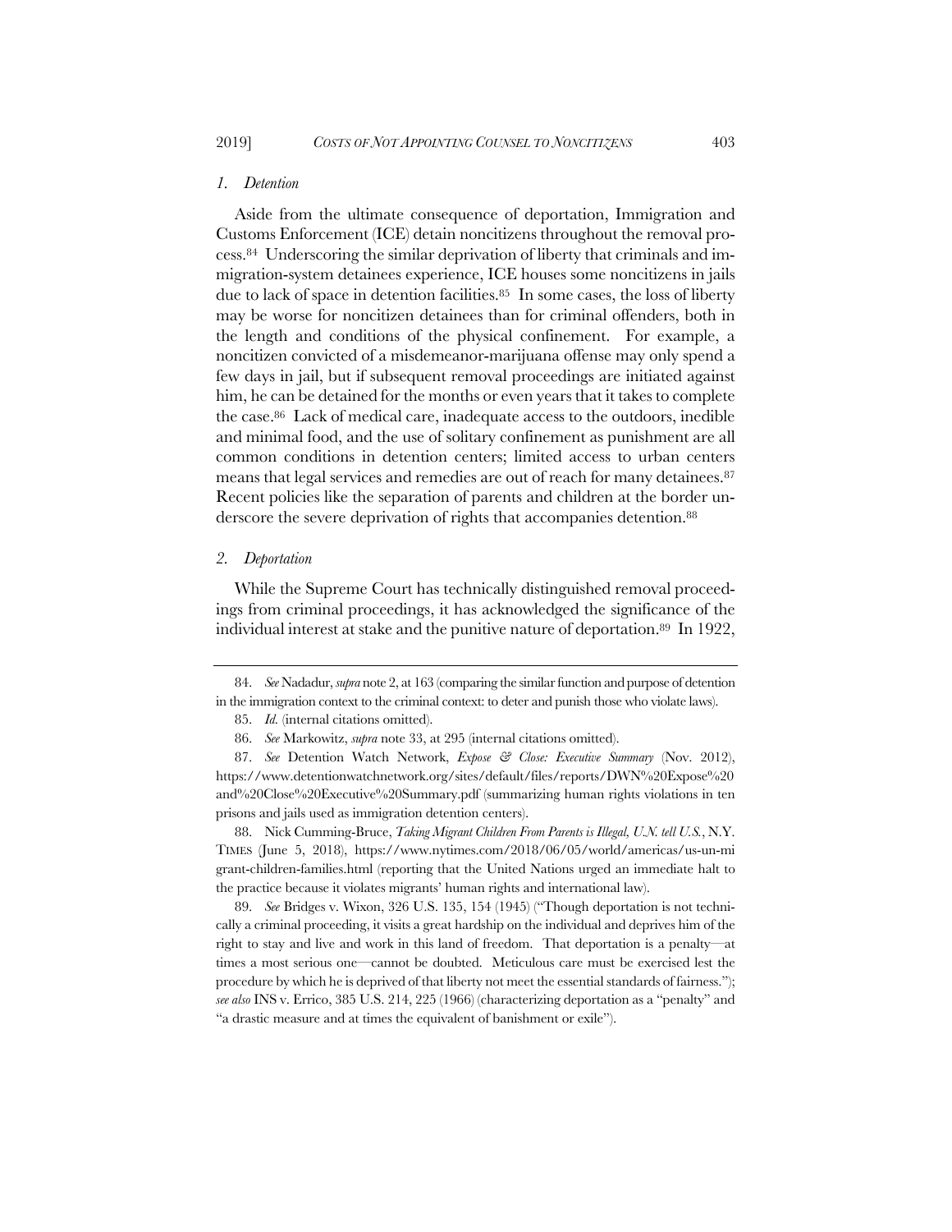### *1. Detention*

Aside from the ultimate consequence of deportation, Immigration and Customs Enforcement (ICE) detain noncitizens throughout the removal process.[84] Underscoring the similar deprivation of liberty that criminals and immigration-system detainees experience, ICE houses some noncitizens in jails due to lack of space in detention facilities.[85] In some cases, the loss of liberty may be worse for noncitizen detainees than for criminal offenders, both in the length and conditions of the physical confinement. For example, a noncitizen convicted of a misdemeanor-marijuana offense may only spend a few days in jail, but if subsequent removal proceedings are initiated against him, he can be detained for the months or even years that it takes to complete the case.[86] Lack of medical care, inadequate access to the outdoors, inedible and minimal food, and the use of solitary confinement as punishment are all common conditions in detention centers; limited access to urban centers means that legal services and remedies are out of reach for many detainees.[87] Recent policies like the separation of parents and children at the border underscore the severe deprivation of rights that accompanies detention.[88]

### *2. Deportation*

While the Supreme Court has technically distinguished removal proceedings from criminal proceedings, it has acknowledged the significance of the individual interest at stake and the punitive nature of deportation.[89] In 1922,

---

84. *See* Nadadur, *supra* note 2, at 163 (comparing the similar function and purpose of detention in the immigration context to the criminal context: to deter and punish those who violate laws).

85. *Id.* (internal citations omitted).

86. *See* Markowitz, *supra* note 33, at 295 (internal citations omitted).

87. *See* Detention Watch Network, *Expose & Close: Executive Summary* (Nov. 2012), https://www.detentionwatchnetwork.org/sites/default/files/reports/DWN%20Expose%20and%20Close%20Executive%20Summary.pdf (summarizing human rights violations in ten prisons and jails used as immigration detention centers).

88. Nick Cumming-Bruce, *Taking Migrant Children From Parents is Illegal, U.N. tell U.S.*, N.Y. TIMES (June 5, 2018), https://www.nytimes.com/2018/06/05/world/americas/us-un-migrant-children-families.html (reporting that the United Nations urged an immediate halt to the practice because it violates migrants' human rights and international law).

89. *See* Bridges v. Wixon, 326 U.S. 135, 154 (1945) ("Though deportation is not technically a criminal proceeding, it visits a great hardship on the individual and deprives him of the right to stay and live and work in this land of freedom. That deportation is a penalty—at times a most serious one—cannot be doubted. Meticulous care must be exercised lest the procedure by which he is deprived of that liberty not meet the essential standards of fairness."); *see also* INS v. Errico, 385 U.S. 214, 225 (1966) (characterizing deportation as a "penalty" and "a drastic measure and at times the equivalent of banishment or exile").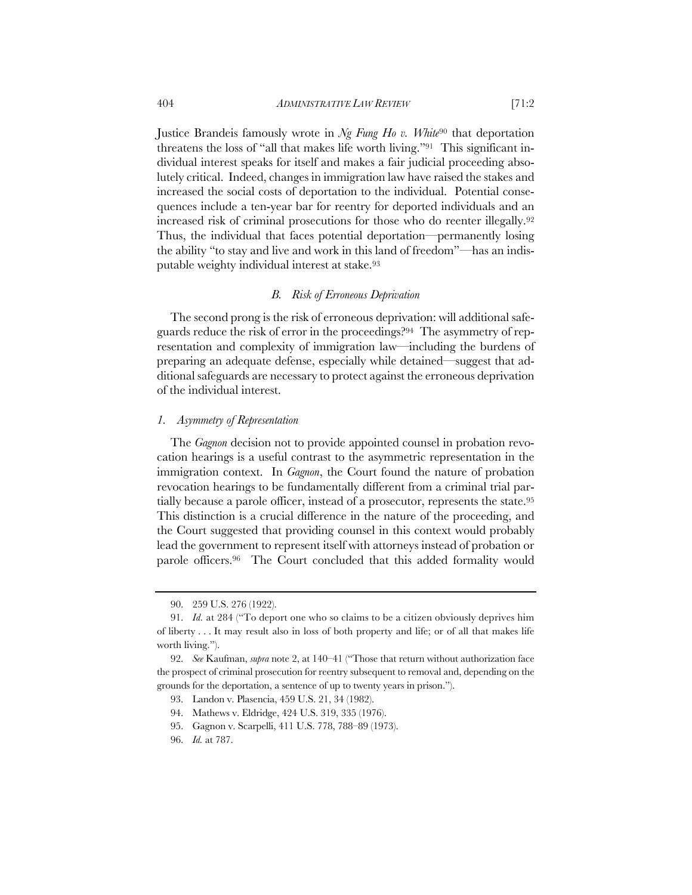Justice Brandeis famously wrote in *Ng Fung Ho v. White*[90] that deportation threatens the loss of "all that makes life worth living."[91] This significant individual interest speaks for itself and makes a fair judicial proceeding absolutely critical. Indeed, changes in immigration law have raised the stakes and increased the social costs of deportation to the individual. Potential consequences include a ten-year bar for reentry for deported individuals and an increased risk of criminal prosecutions for those who do reenter illegally.[92] Thus, the individual that faces potential deportation—permanently losing the ability "to stay and live and work in this land of freedom"—has an indisputable weighty individual interest at stake.[93]

### *B. Risk of Erroneous Deprivation*

The second prong is the risk of erroneous deprivation: will additional safeguards reduce the risk of error in the proceedings?[94] The asymmetry of representation and complexity of immigration law—including the burdens of preparing an adequate defense, especially while detained—suggest that additional safeguards are necessary to protect against the erroneous deprivation of the individual interest.

#### *1. Asymmetry of Representation*

The *Gagnon* decision not to provide appointed counsel in probation revocation hearings is a useful contrast to the asymmetric representation in the immigration context. In *Gagnon*, the Court found the nature of probation revocation hearings to be fundamentally different from a criminal trial partially because a parole officer, instead of a prosecutor, represents the state.[95] This distinction is a crucial difference in the nature of the proceeding, and the Court suggested that providing counsel in this context would probably lead the government to represent itself with attorneys instead of probation or parole officers.[96] The Court concluded that this added formality would

---

90. 259 U.S. 276 (1922).

91. *Id.* at 284 ("To deport one who so claims to be a citizen obviously deprives him of liberty . . . It may result also in loss of both property and life; or of all that makes life worth living.").

92. *See* Kaufman, *supra* note 2, at 140–41 ("Those that return without authorization face the prospect of criminal prosecution for reentry subsequent to removal and, depending on the grounds for the deportation, a sentence of up to twenty years in prison.").

93. Landon v. Plasencia, 459 U.S. 21, 34 (1982).

94. Mathews v. Eldridge, 424 U.S. 319, 335 (1976).

95. Gagnon v. Scarpelli, 411 U.S. 778, 788–89 (1973).

96. *Id.* at 787.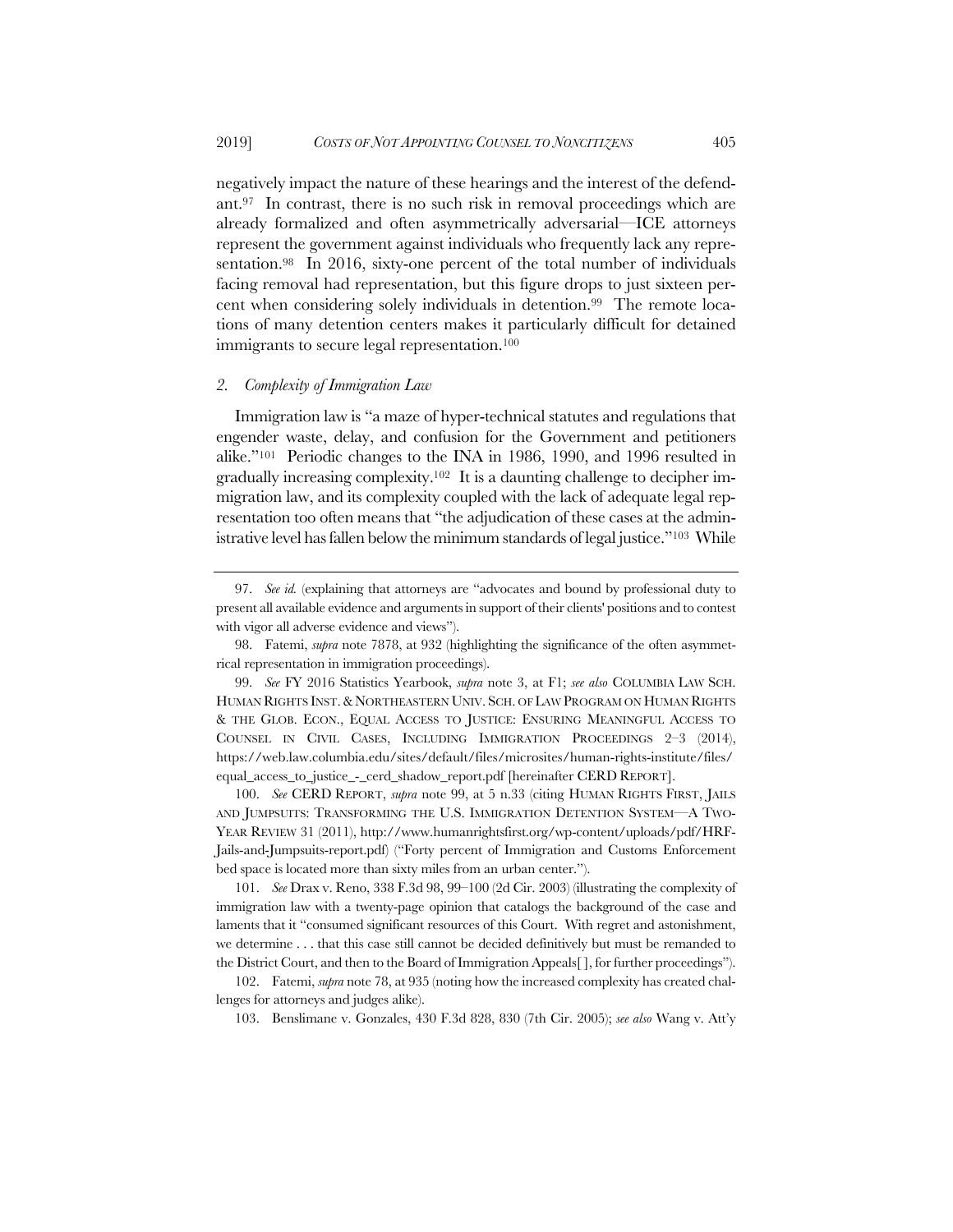negatively impact the nature of these hearings and the interest of the defendant.[97] In contrast, there is no such risk in removal proceedings which are already formalized and often asymmetrically adversarial—ICE attorneys represent the government against individuals who frequently lack any representation.[98] In 2016, sixty-one percent of the total number of individuals facing removal had representation, but this figure drops to just sixteen percent when considering solely individuals in detention.[99] The remote locations of many detention centers makes it particularly difficult for detained immigrants to secure legal representation.[100]

### *2. Complexity of Immigration Law*

Immigration law is "a maze of hyper-technical statutes and regulations that engender waste, delay, and confusion for the Government and petitioners alike."[101] Periodic changes to the INA in 1986, 1990, and 1996 resulted in gradually increasing complexity.[102] It is a daunting challenge to decipher immigration law, and its complexity coupled with the lack of adequate legal representation too often means that "the adjudication of these cases at the administrative level has fallen below the minimum standards of legal justice."[103] While

---

97. *See id.* (explaining that attorneys are "advocates and bound by professional duty to present all available evidence and arguments in support of their clients' positions and to contest with vigor all adverse evidence and views").

98. Fatemi, *supra* note 7878, at 932 (highlighting the significance of the often asymmetrical representation in immigration proceedings).

99. *See* FY 2016 Statistics Yearbook, *supra* note 3, at F1; *see also* COLUMBIA LAW SCH. HUMAN RIGHTS INST. & NORTHEASTERN UNIV. SCH. OF LAW PROGRAM ON HUMAN RIGHTS & THE GLOB. ECON., EQUAL ACCESS TO JUSTICE: ENSURING MEANINGFUL ACCESS TO COUNSEL IN CIVIL CASES, INCLUDING IMMIGRATION PROCEEDINGS 2–3 (2014), https://web.law.columbia.edu/sites/default/files/microsites/human-rights-institute/files/equal_access_to_justice_-_cerd_shadow_report.pdf [hereinafter CERD REPORT].

100. *See* CERD REPORT, *supra* note 99, at 5 n.33 (citing HUMAN RIGHTS FIRST, JAILS AND JUMPSUITS: TRANSFORMING THE U.S. IMMIGRATION DETENTION SYSTEM—A TWO-YEAR REVIEW 31 (2011), http://www.humanrightsfirst.org/wp-content/uploads/pdf/HRF-Jails-and-Jumpsuits-report.pdf) ("Forty percent of Immigration and Customs Enforcement bed space is located more than sixty miles from an urban center.").

101. *See* Drax v. Reno, 338 F.3d 98, 99–100 (2d Cir. 2003) (illustrating the complexity of immigration law with a twenty-page opinion that catalogs the background of the case and laments that it "consumed significant resources of this Court. With regret and astonishment, we determine . . . that this case still cannot be decided definitively but must be remanded to the District Court, and then to the Board of Immigration Appeals[ ], for further proceedings").

102. Fatemi, *supra* note 78, at 935 (noting how the increased complexity has created challenges for attorneys and judges alike).

103. Benslimane v. Gonzales, 430 F.3d 828, 830 (7th Cir. 2005); *see also* Wang v. Att'y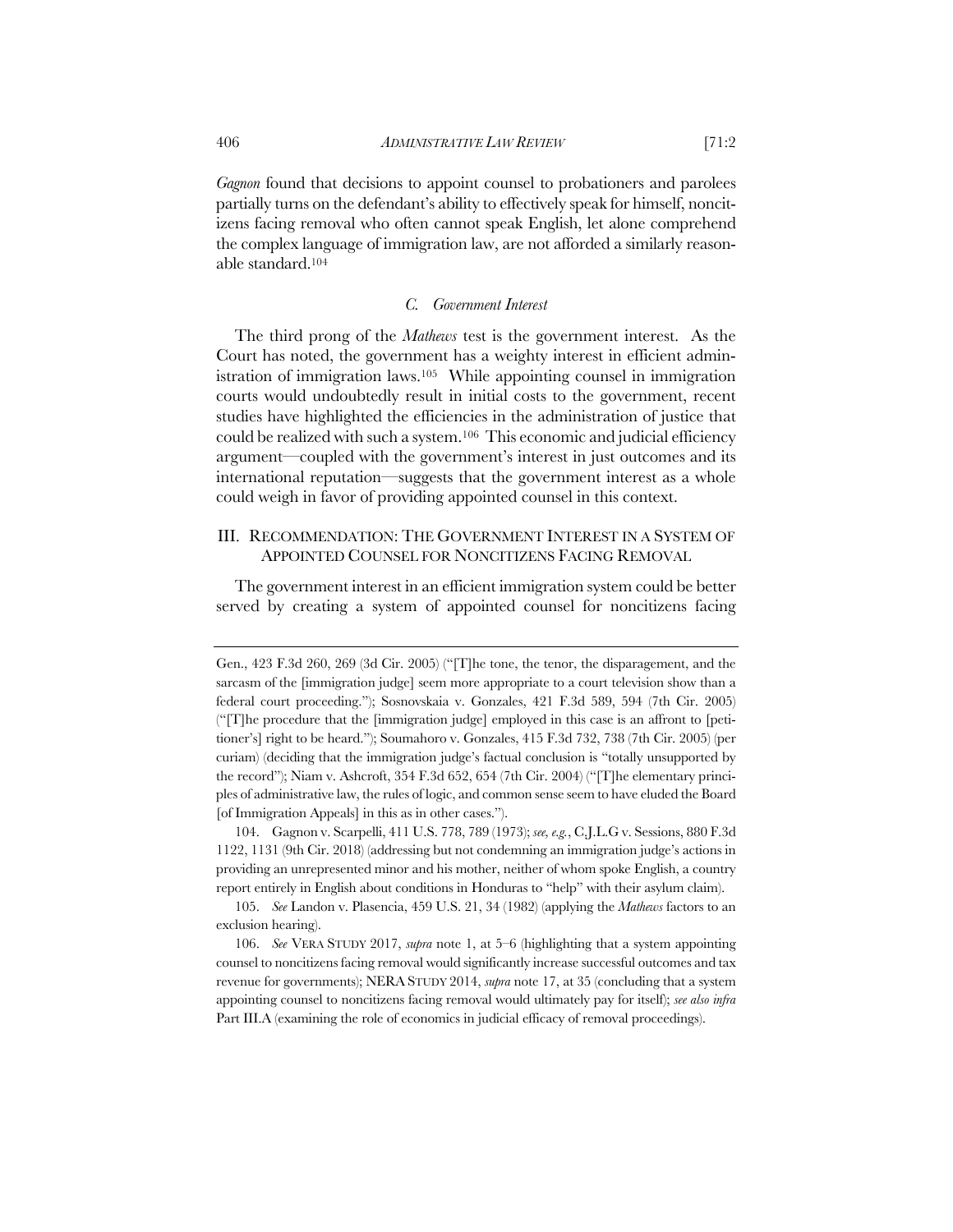*Gagnon* found that decisions to appoint counsel to probationers and parolees partially turns on the defendant's ability to effectively speak for himself, noncitizens facing removal who often cannot speak English, let alone comprehend the complex language of immigration law, are not afforded a similarly reasonable standard.[104]

### *C. Government Interest*

The third prong of the *Mathews* test is the government interest. As the Court has noted, the government has a weighty interest in efficient administration of immigration laws.[105] While appointing counsel in immigration courts would undoubtedly result in initial costs to the government, recent studies have highlighted the efficiencies in the administration of justice that could be realized with such a system.[106] This economic and judicial efficiency argument—coupled with the government's interest in just outcomes and its international reputation—suggests that the government interest as a whole could weigh in favor of providing appointed counsel in this context.

## III. RECOMMENDATION: THE GOVERNMENT INTEREST IN A SYSTEM OF APPOINTED COUNSEL FOR NONCITIZENS FACING REMOVAL

The government interest in an efficient immigration system could be better served by creating a system of appointed counsel for noncitizens facing

---

Gen., 423 F.3d 260, 269 (3d Cir. 2005) ("[T]he tone, the tenor, the disparagement, and the sarcasm of the [immigration judge] seem more appropriate to a court television show than a federal court proceeding."); Sosnovskaia v. Gonzales, 421 F.3d 589, 594 (7th Cir. 2005) ("[T]he procedure that the [immigration judge] employed in this case is an affront to [petitioner's] right to be heard."); Soumahoro v. Gonzales, 415 F.3d 732, 738 (7th Cir. 2005) (per curiam) (deciding that the immigration judge's factual conclusion is "totally unsupported by the record"); Niam v. Ashcroft, 354 F.3d 652, 654 (7th Cir. 2004) ("[T]he elementary principles of administrative law, the rules of logic, and common sense seem to have eluded the Board [of Immigration Appeals] in this as in other cases.").

104. Gagnon v. Scarpelli, 411 U.S. 778, 789 (1973); *see, e.g.*, C.J.L.G v. Sessions, 880 F.3d 1122, 1131 (9th Cir. 2018) (addressing but not condemning an immigration judge's actions in providing an unrepresented minor and his mother, neither of whom spoke English, a country report entirely in English about conditions in Honduras to "help" with their asylum claim).

105. *See* Landon v. Plasencia, 459 U.S. 21, 34 (1982) (applying the *Mathews* factors to an exclusion hearing).

106. *See* VERA STUDY 2017, *supra* note 1, at 5–6 (highlighting that a system appointing counsel to noncitizens facing removal would significantly increase successful outcomes and tax revenue for governments); NERA STUDY 2014, *supra* note 17, at 35 (concluding that a system appointing counsel to noncitizens facing removal would ultimately pay for itself); *see also infra* Part III.A (examining the role of economics in judicial efficacy of removal proceedings).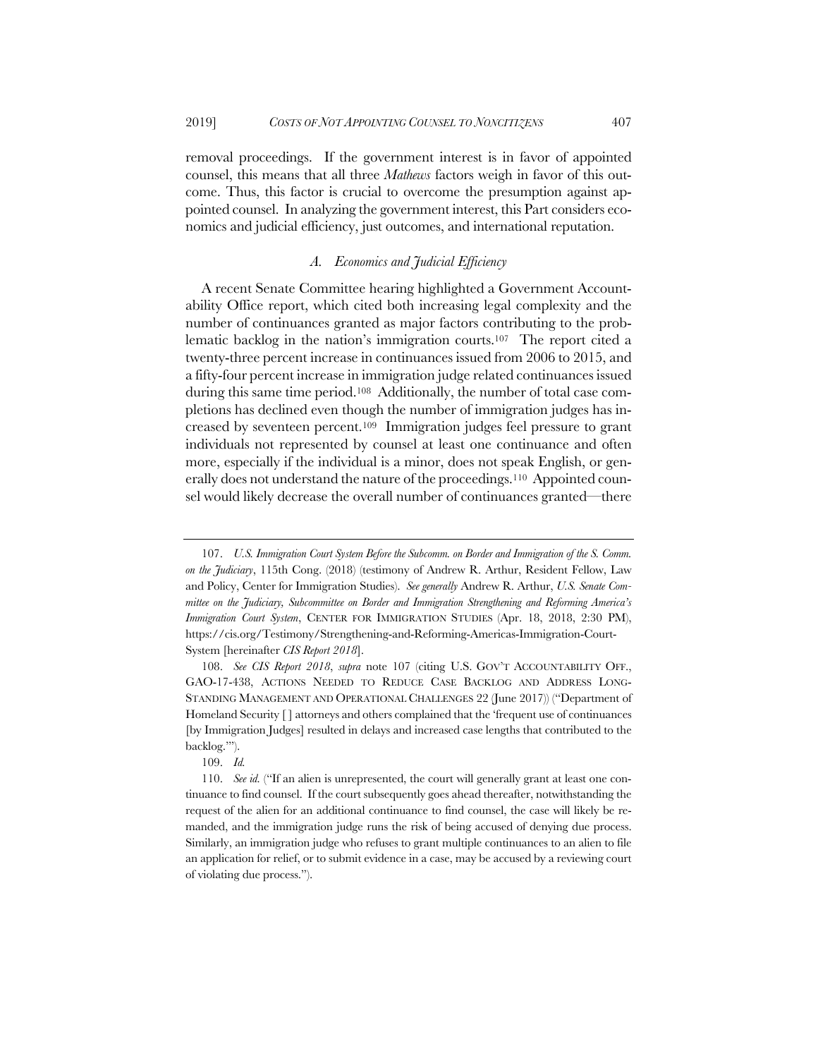removal proceedings. If the government interest is in favor of appointed counsel, this means that all three *Mathews* factors weigh in favor of this outcome. Thus, this factor is crucial to overcome the presumption against appointed counsel. In analyzing the government interest, this Part considers economics and judicial efficiency, just outcomes, and international reputation.

### *A. Economics and Judicial Efficiency*

A recent Senate Committee hearing highlighted a Government Accountability Office report, which cited both increasing legal complexity and the number of continuances granted as major factors contributing to the problematic backlog in the nation's immigration courts.[107] The report cited a twenty-three percent increase in continuances issued from 2006 to 2015, and a fifty-four percent increase in immigration judge related continuances issued during this same time period.[108] Additionally, the number of total case completions has declined even though the number of immigration judges has increased by seventeen percent.[109] Immigration judges feel pressure to grant individuals not represented by counsel at least one continuance and often more, especially if the individual is a minor, does not speak English, or generally does not understand the nature of the proceedings.[110] Appointed counsel would likely decrease the overall number of continuances granted—there

---

107. *U.S. Immigration Court System Before the Subcomm. on Border and Immigration of the S. Comm. on the Judiciary*, 115th Cong. (2018) (testimony of Andrew R. Arthur, Resident Fellow, Law and Policy, Center for Immigration Studies). *See generally* Andrew R. Arthur, *U.S. Senate Committee on the Judiciary, Subcommittee on Border and Immigration Strengthening and Reforming America's Immigration Court System*, CENTER FOR IMMIGRATION STUDIES (Apr. 18, 2018, 2:30 PM), https://cis.org/Testimony/Strengthening-and-Reforming-Americas-Immigration-Court-System [hereinafter *CIS Report 2018*].

108. *See CIS Report 2018*, *supra* note 107 (citing U.S. GOV'T ACCOUNTABILITY OFF., GAO-17-438, ACTIONS NEEDED TO REDUCE CASE BACKLOG AND ADDRESS LONG-STANDING MANAGEMENT AND OPERATIONAL CHALLENGES 22 (June 2017)) ("Department of Homeland Security [ ] attorneys and others complained that the 'frequent use of continuances [by Immigration Judges] resulted in delays and increased case lengths that contributed to the backlog.'").

109. *Id.*

110. *See id.* ("If an alien is unrepresented, the court will generally grant at least one continuance to find counsel. If the court subsequently goes ahead thereafter, notwithstanding the request of the alien for an additional continuance to find counsel, the case will likely be remanded, and the immigration judge runs the risk of being accused of denying due process. Similarly, an immigration judge who refuses to grant multiple continuances to an alien to file an application for relief, or to submit evidence in a case, may be accused by a reviewing court of violating due process.").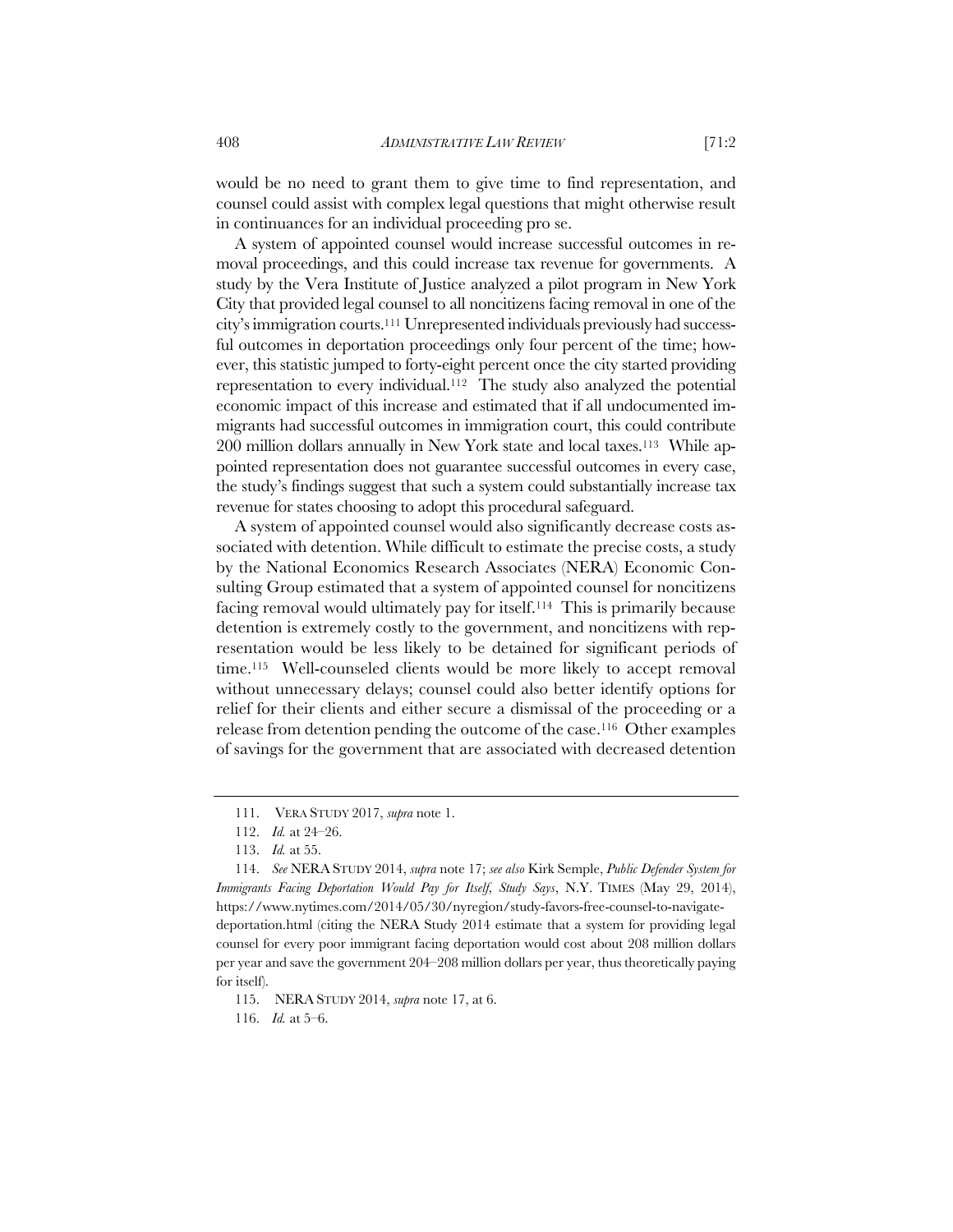would be no need to grant them to give time to find representation, and counsel could assist with complex legal questions that might otherwise result in continuances for an individual proceeding pro se.

A system of appointed counsel would increase successful outcomes in removal proceedings, and this could increase tax revenue for governments. A study by the Vera Institute of Justice analyzed a pilot program in New York City that provided legal counsel to all noncitizens facing removal in one of the city's immigration courts.[111] Unrepresented individuals previously had successful outcomes in deportation proceedings only four percent of the time; however, this statistic jumped to forty-eight percent once the city started providing representation to every individual.[112] The study also analyzed the potential economic impact of this increase and estimated that if all undocumented immigrants had successful outcomes in immigration court, this could contribute 200 million dollars annually in New York state and local taxes.[113] While appointed representation does not guarantee successful outcomes in every case, the study's findings suggest that such a system could substantially increase tax revenue for states choosing to adopt this procedural safeguard.

A system of appointed counsel would also significantly decrease costs associated with detention. While difficult to estimate the precise costs, a study by the National Economics Research Associates (NERA) Economic Consulting Group estimated that a system of appointed counsel for noncitizens facing removal would ultimately pay for itself.[114] This is primarily because detention is extremely costly to the government, and noncitizens with representation would be less likely to be detained for significant periods of time.[115] Well-counseled clients would be more likely to accept removal without unnecessary delays; counsel could also better identify options for relief for their clients and either secure a dismissal of the proceeding or a release from detention pending the outcome of the case.[116] Other examples of savings for the government that are associated with decreased detention

---

111. VERA STUDY 2017, *supra* note 1.

112. *Id.* at 24–26.

113. *Id.* at 55.

114. *See* NERA STUDY 2014, *supra* note 17; *see also* Kirk Semple, *Public Defender System for Immigrants Facing Deportation Would Pay for Itself, Study Says*, N.Y. TIMES (May 29, 2014), https://www.nytimes.com/2014/05/30/nyregion/study-favors-free-counsel-to-navigate-deportation.html (citing the NERA Study 2014 estimate that a system for providing legal counsel for every poor immigrant facing deportation would cost about 208 million dollars per year and save the government 204–208 million dollars per year, thus theoretically paying for itself).

115. NERA STUDY 2014, *supra* note 17, at 6.

116. *Id.* at 5–6.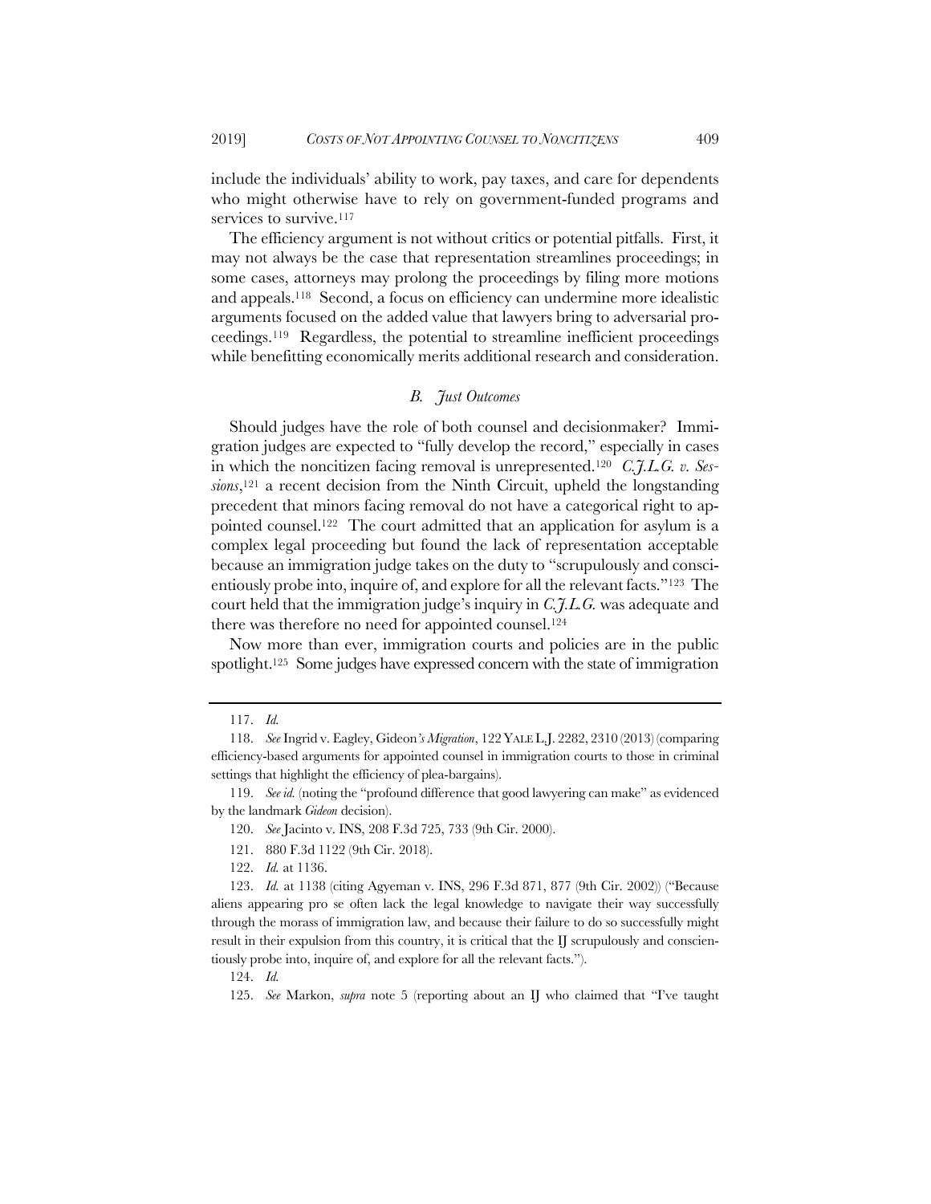include the individuals' ability to work, pay taxes, and care for dependents who might otherwise have to rely on government-funded programs and services to survive.[117]

The efficiency argument is not without critics or potential pitfalls. First, it may not always be the case that representation streamlines proceedings; in some cases, attorneys may prolong the proceedings by filing more motions and appeals.[118] Second, a focus on efficiency can undermine more idealistic arguments focused on the added value that lawyers bring to adversarial proceedings.[119] Regardless, the potential to streamline inefficient proceedings while benefitting economically merits additional research and consideration.

### *B. Just Outcomes*

Should judges have the role of both counsel and decisionmaker? Immigration judges are expected to "fully develop the record," especially in cases in which the noncitizen facing removal is unrepresented.[120] *C.J.L.G. v. Sessions*,[121] a recent decision from the Ninth Circuit, upheld the longstanding precedent that minors facing removal do not have a categorical right to appointed counsel.[122] The court admitted that an application for asylum is a complex legal proceeding but found the lack of representation acceptable because an immigration judge takes on the duty to "scrupulously and conscientiously probe into, inquire of, and explore for all the relevant facts."[123] The court held that the immigration judge's inquiry in *C.J.L.G.* was adequate and there was therefore no need for appointed counsel.[124]

Now more than ever, immigration courts and policies are in the public spotlight.[125] Some judges have expressed concern with the state of immigration

---

117. *Id.*

118. *See* Ingrid v. Eagley, Gideon*'s Migration*, 122 YALE L.J. 2282, 2310 (2013) (comparing efficiency-based arguments for appointed counsel in immigration courts to those in criminal settings that highlight the efficiency of plea-bargains).

119. *See id.* (noting the "profound difference that good lawyering can make" as evidenced by the landmark *Gideon* decision).

120. *See* Jacinto v. INS, 208 F.3d 725, 733 (9th Cir. 2000).

121. 880 F.3d 1122 (9th Cir. 2018).

122. *Id.* at 1136.

123. *Id.* at 1138 (citing Agyeman v. INS, 296 F.3d 871, 877 (9th Cir. 2002)) ("Because aliens appearing pro se often lack the legal knowledge to navigate their way successfully through the morass of immigration law, and because their failure to do so successfully might result in their expulsion from this country, it is critical that the IJ scrupulously and conscientiously probe into, inquire of, and explore for all the relevant facts.").

124. *Id.*

125. *See* Markon, *supra* note 5 (reporting about an IJ who claimed that "I've taught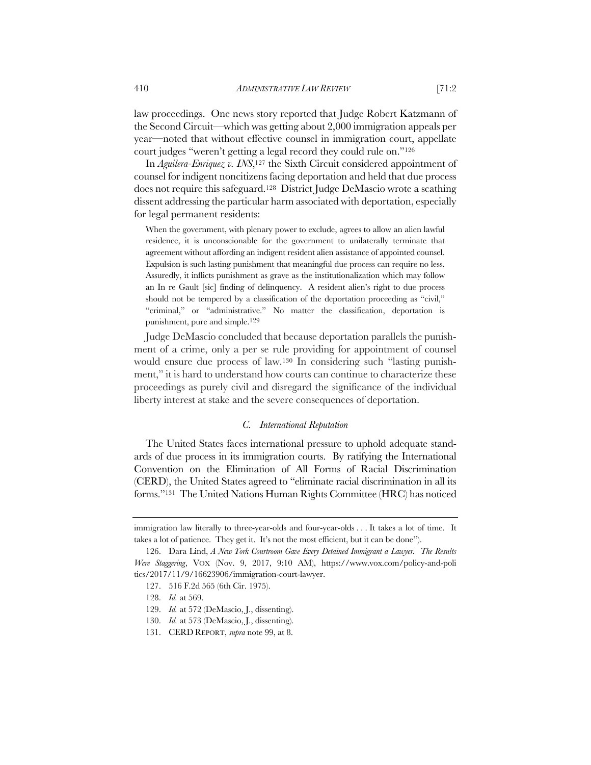law proceedings. One news story reported that Judge Robert Katzmann of the Second Circuit—which was getting about 2,000 immigration appeals per year—noted that without effective counsel in immigration court, appellate court judges "weren't getting a legal record they could rule on."[126]

In *Aguilera-Enriquez v. INS*,[127] the Sixth Circuit considered appointment of counsel for indigent noncitizens facing deportation and held that due process does not require this safeguard.[128] District Judge DeMascio wrote a scathing dissent addressing the particular harm associated with deportation, especially for legal permanent residents:

> When the government, with plenary power to exclude, agrees to allow an alien lawful residence, it is unconscionable for the government to unilaterally terminate that agreement without affording an indigent resident alien assistance of appointed counsel. Expulsion is such lasting punishment that meaningful due process can require no less. Assuredly, it inflicts punishment as grave as the institutionalization which may follow an In re Gault [sic] finding of delinquency. A resident alien's right to due process should not be tempered by a classification of the deportation proceeding as "civil," "criminal," or "administrative." No matter the classification, deportation is punishment, pure and simple.[129]

Judge DeMascio concluded that because deportation parallels the punishment of a crime, only a per se rule providing for appointment of counsel would ensure due process of law.[130] In considering such "lasting punishment," it is hard to understand how courts can continue to characterize these proceedings as purely civil and disregard the significance of the individual liberty interest at stake and the severe consequences of deportation.

### C. *International Reputation*

The United States faces international pressure to uphold adequate standards of due process in its immigration courts. By ratifying the International Convention on the Elimination of All Forms of Racial Discrimination (CERD), the United States agreed to "eliminate racial discrimination in all its forms."[131] The United Nations Human Rights Committee (HRC) has noticed

---

immigration law literally to three-year-olds and four-year-olds . . . It takes a lot of time. It takes a lot of patience. They get it. It's not the most efficient, but it can be done").

126. Dara Lind, *A New York Courtroom Gave Every Detained Immigrant a Lawyer. The Results Were Staggering*, VOX (Nov. 9, 2017, 9:10 AM), https://www.vox.com/policy-and-politics/2017/11/9/16623906/immigration-court-lawyer.

127. 516 F.2d 565 (6th Cir. 1975).

128. *Id.* at 569.

129. *Id.* at 572 (DeMascio, J., dissenting).

130. *Id.* at 573 (DeMascio, J., dissenting).

131. CERD REPORT, *supra* note 99, at 8.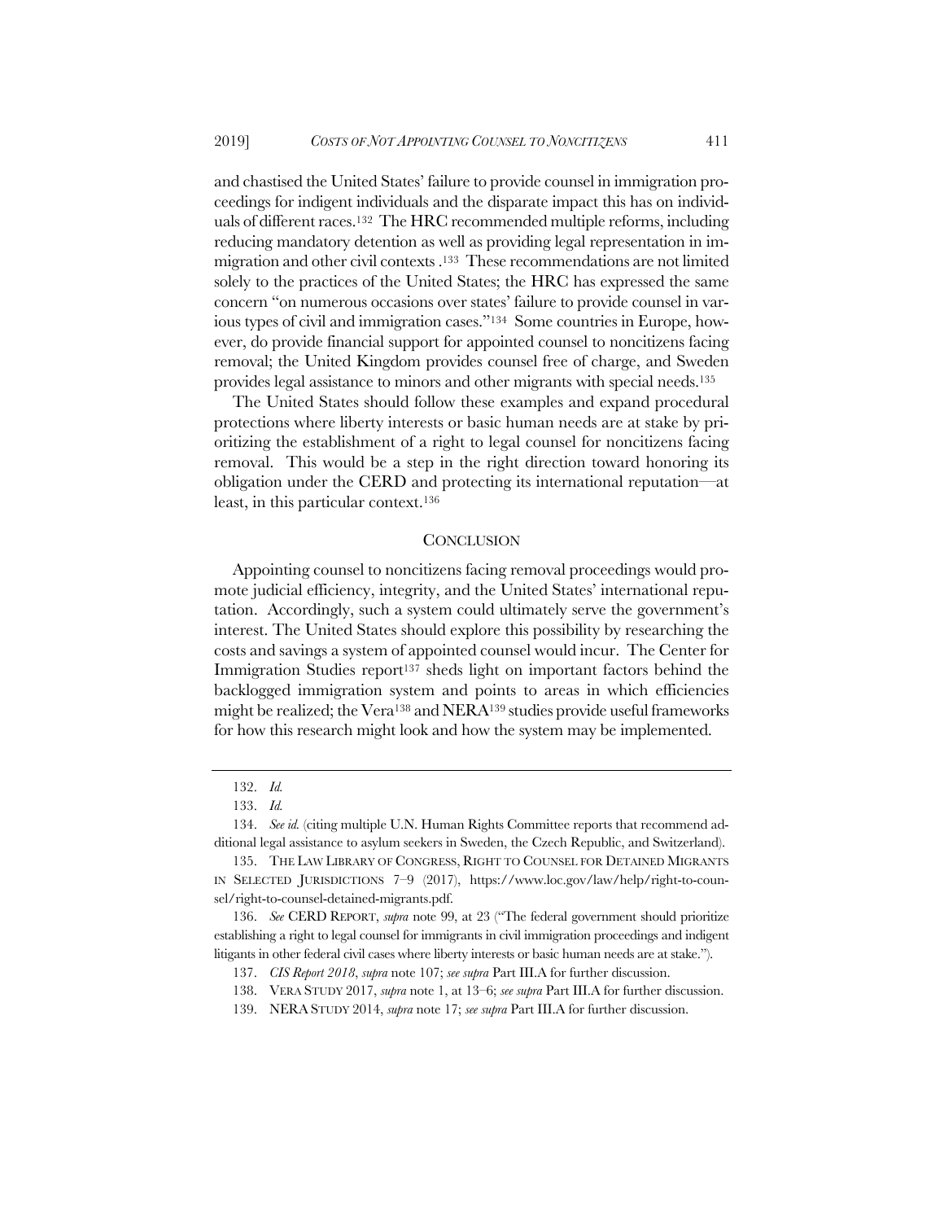and chastised the United States' failure to provide counsel in immigration proceedings for indigent individuals and the disparate impact this has on individuals of different races.[132] The HRC recommended multiple reforms, including reducing mandatory detention as well as providing legal representation in immigration and other civil contexts .[133] These recommendations are not limited solely to the practices of the United States; the HRC has expressed the same concern "on numerous occasions over states' failure to provide counsel in various types of civil and immigration cases."[134] Some countries in Europe, however, do provide financial support for appointed counsel to noncitizens facing removal; the United Kingdom provides counsel free of charge, and Sweden provides legal assistance to minors and other migrants with special needs.[135]

The United States should follow these examples and expand procedural protections where liberty interests or basic human needs are at stake by prioritizing the establishment of a right to legal counsel for noncitizens facing removal. This would be a step in the right direction toward honoring its obligation under the CERD and protecting its international reputation—at least, in this particular context.[136]

## CONCLUSION

Appointing counsel to noncitizens facing removal proceedings would promote judicial efficiency, integrity, and the United States' international reputation. Accordingly, such a system could ultimately serve the government's interest. The United States should explore this possibility by researching the costs and savings a system of appointed counsel would incur. The Center for Immigration Studies report[137] sheds light on important factors behind the backlogged immigration system and points to areas in which efficiencies might be realized; the Vera[138] and NERA[139] studies provide useful frameworks for how this research might look and how the system may be implemented.

---

132. *Id.*

133. *Id.*

134. *See id.* (citing multiple U.N. Human Rights Committee reports that recommend additional legal assistance to asylum seekers in Sweden, the Czech Republic, and Switzerland).

135. THE LAW LIBRARY OF CONGRESS, RIGHT TO COUNSEL FOR DETAINED MIGRANTS IN SELECTED JURISDICTIONS 7–9 (2017), https://www.loc.gov/law/help/right-to-counsel/right-to-counsel-detained-migrants.pdf.

136. *See* CERD REPORT, *supra* note 99, at 23 ("The federal government should prioritize establishing a right to legal counsel for immigrants in civil immigration proceedings and indigent litigants in other federal civil cases where liberty interests or basic human needs are at stake.").

137. *CIS Report 2018*, *supra* note 107; *see supra* Part III.A for further discussion.

138. VERA STUDY 2017, *supra* note 1, at 13–6; *see supra* Part III.A for further discussion.

139. NERA STUDY 2014, *supra* note 17; *see supra* Part III.A for further discussion.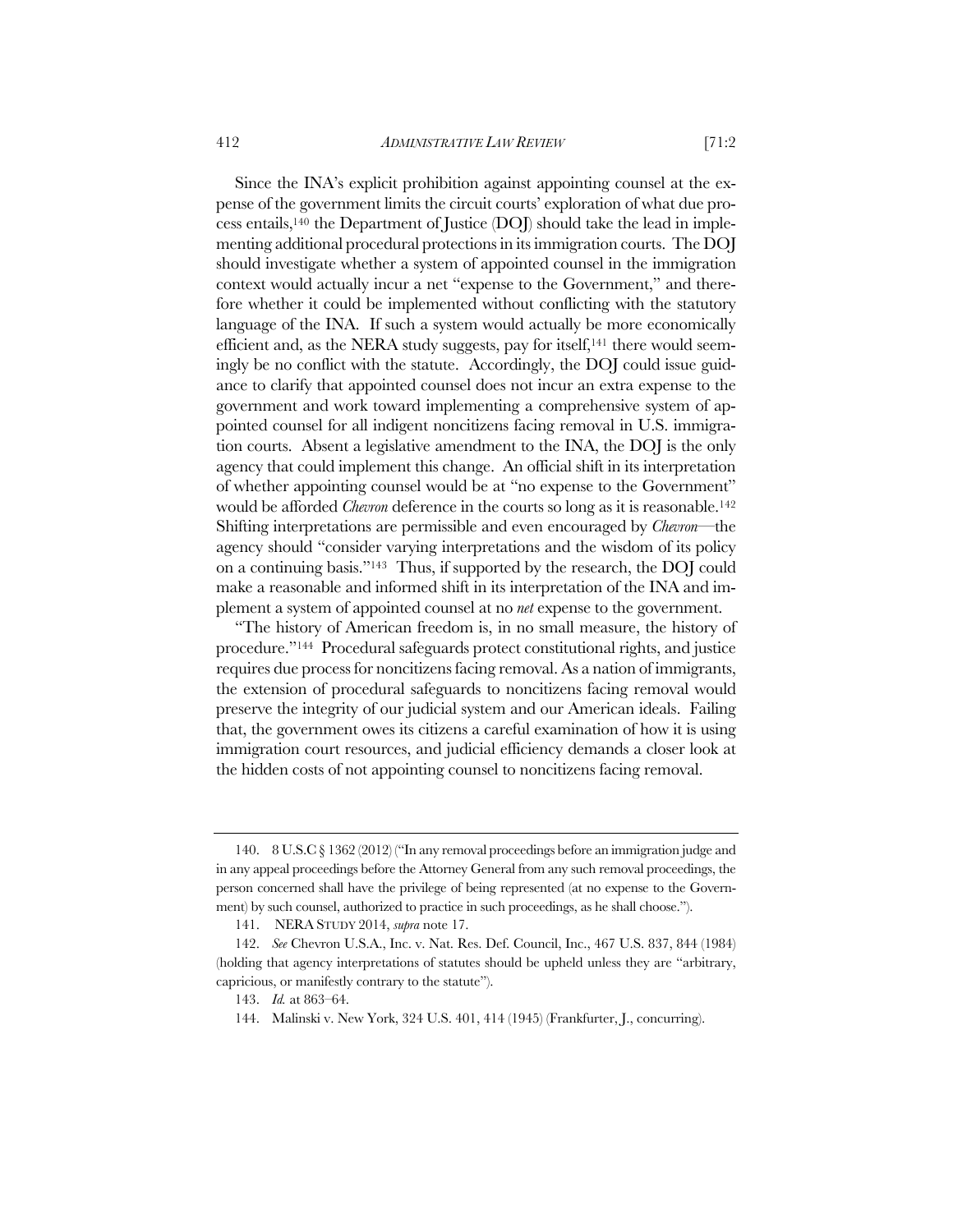Since the INA's explicit prohibition against appointing counsel at the expense of the government limits the circuit courts' exploration of what due process entails,[140] the Department of Justice (DOJ) should take the lead in implementing additional procedural protections in its immigration courts. The DOJ should investigate whether a system of appointed counsel in the immigration context would actually incur a net "expense to the Government," and therefore whether it could be implemented without conflicting with the statutory language of the INA. If such a system would actually be more economically efficient and, as the NERA study suggests, pay for itself,[141] there would seemingly be no conflict with the statute. Accordingly, the DOJ could issue guidance to clarify that appointed counsel does not incur an extra expense to the government and work toward implementing a comprehensive system of appointed counsel for all indigent noncitizens facing removal in U.S. immigration courts. Absent a legislative amendment to the INA, the DOJ is the only agency that could implement this change. An official shift in its interpretation of whether appointing counsel would be at "no expense to the Government" would be afforded *Chevron* deference in the courts so long as it is reasonable.[142] Shifting interpretations are permissible and even encouraged by *Chevron*—the agency should "consider varying interpretations and the wisdom of its policy on a continuing basis."[143] Thus, if supported by the research, the DOJ could make a reasonable and informed shift in its interpretation of the INA and implement a system of appointed counsel at no *net* expense to the government.

"The history of American freedom is, in no small measure, the history of procedure."[144] Procedural safeguards protect constitutional rights, and justice requires due process for noncitizens facing removal. As a nation of immigrants, the extension of procedural safeguards to noncitizens facing removal would preserve the integrity of our judicial system and our American ideals. Failing that, the government owes its citizens a careful examination of how it is using immigration court resources, and judicial efficiency demands a closer look at the hidden costs of not appointing counsel to noncitizens facing removal.

---

140. 8 U.S.C § 1362 (2012) ("In any removal proceedings before an immigration judge and in any appeal proceedings before the Attorney General from any such removal proceedings, the person concerned shall have the privilege of being represented (at no expense to the Government) by such counsel, authorized to practice in such proceedings, as he shall choose.").

141. NERA STUDY 2014, *supra* note 17.

142. *See* Chevron U.S.A., Inc. v. Nat. Res. Def. Council, Inc., 467 U.S. 837, 844 (1984) (holding that agency interpretations of statutes should be upheld unless they are "arbitrary, capricious, or manifestly contrary to the statute").

143. *Id.* at 863–64.

144. Malinski v. New York, 324 U.S. 401, 414 (1945) (Frankfurter, J., concurring).